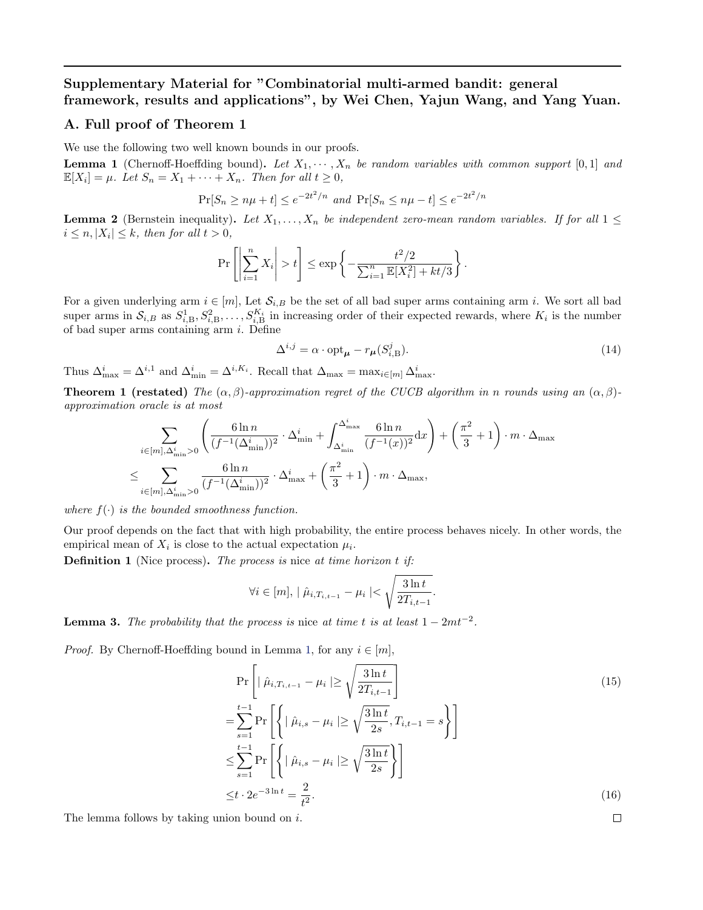## Supplementary Material for "Combinatorial multi-armed bandit: general framework, results and applications", by Wei Chen, Yajun Wang, and Yang Yuan.

## A. Full proof of Theorem 1

We use the following two well known bounds in our proofs.

**Lemma 1** (Chernoff-Hoeffding bound). *Let $X_1, \cdots, X_n$ be random variables with common support $[0,1]$ and $\mathbb{E}[X_i] = \mu$. Let $S_n = X_1 + \cdots + X_n$. Then for all $t \geq 0$,*

$$\Pr[S_n \geq n\mu + t] \leq e^{-2t^2/n} \text{ and } \Pr[S_n \leq n\mu - t] \leq e^{-2t^2/n}$$

**Lemma 2** (Bernstein inequality). *Let $X_1, \ldots, X_n$ be independent zero-mean random variables. If for all $1 \leq i \leq n, |X_i| \leq k$, then for all $t > 0$,*

$$\Pr\left[\left|\sum_{i=1}^{n} X_i\right| > t\right] \leq \exp\left\{-\frac{t^2/2}{\sum_{i=1}^{n}\mathbb{E}[X_i^2] + kt/3}\right\}.$$

For a given underlying arm $i \in [m]$, Let $\mathcal{S}_{i,B}$ be the set of all bad super arms containing arm $i$. We sort all bad super arms in $\mathcal{S}_{i,B}$ as $S_{i,\mathrm{B}}^1, S_{i,\mathrm{B}}^2, \ldots, S_{i,\mathrm{B}}^{K_i}$ in increasing order of their expected rewards, where $K_i$ is the number of bad super arms containing arm $i$. Define

$$\Delta^{i,j} = \alpha \cdot \mathrm{opt}_{\boldsymbol{\mu}} - r_{\boldsymbol{\mu}}(S_{i,\mathrm{B}}^j). \tag{14}$$

Thus $\Delta_{\max}^i = \Delta^{i,1}$ and $\Delta_{\min}^i = \Delta^{i,K_i}$. Recall that $\Delta_{\max} = \max_{i\in[m]} \Delta_{\max}^i$.

**Theorem 1 (restated)** *The $(\alpha, \beta)$-approximation regret of the CUCB algorithm in $n$ rounds using an $(\alpha, \beta)$-approximation oracle is at most*

$$\begin{aligned}
&\sum_{i\in[m],\Delta_{\min}^i>0}\left(\frac{6\ln n}{(f^{-1}(\Delta_{\min}^i))^2}\cdot\Delta_{\min}^i + \int_{\Delta_{\min}^i}^{\Delta_{\max}^i}\frac{6\ln n}{(f^{-1}(x))^2}\mathrm{d}x\right) + \left(\frac{\pi^2}{3}+1\right)\cdot m\cdot\Delta_{\max}\\
\leq &\sum_{i\in[m],\Delta_{\min}^i>0}\frac{6\ln n}{(f^{-1}(\Delta_{\min}^i))^2}\cdot\Delta_{\max}^i + \left(\frac{\pi^2}{3}+1\right)\cdot m\cdot\Delta_{\max},
\end{aligned}$$

*where $f(\cdot)$ is the bounded smoothness function.*

Our proof depends on the fact that with high probability, the entire process behaves nicely. In other words, the empirical mean of $X_i$ is close to the actual expectation $\mu_i$.

**Definition 1** (Nice process). *The process is* nice *at time horizon $t$ if:*

$$\forall i \in [m], \mid \hat{\mu}_{i,T_{i,t-1}} - \mu_i \mid < \sqrt{\frac{3\ln t}{2T_{i,t-1}}}.$$

**Lemma 3.** *The probability that the process is* nice *at time $t$ is at least $1 - 2mt^{-2}$.*

*Proof.* By Chernoff-Hoeffding bound in Lemma 1, for any $i \in [m]$,

$$\begin{aligned}
&\Pr\left[\mid \hat{\mu}_{i,T_{i,t-1}} - \mu_i \mid \geq \sqrt{\frac{3\ln t}{2T_{i,t-1}}}\right] &(15)\\
=&\sum_{s=1}^{t-1}\Pr\left[\left\{\mid \hat{\mu}_{i,s} - \mu_i \mid \geq \sqrt{\frac{3\ln t}{2s}}, T_{i,t-1} = s\right\}\right]\\
\leq&\sum_{s=1}^{t-1}\Pr\left[\left\{\mid \hat{\mu}_{i,s} - \mu_i \mid \geq \sqrt{\frac{3\ln t}{2s}}\right\}\right]\\
\leq& t\cdot 2e^{-3\ln t} = \frac{2}{t^2}. &(16)
\end{aligned}$$

The lemma follows by taking union bound on $i$. ∎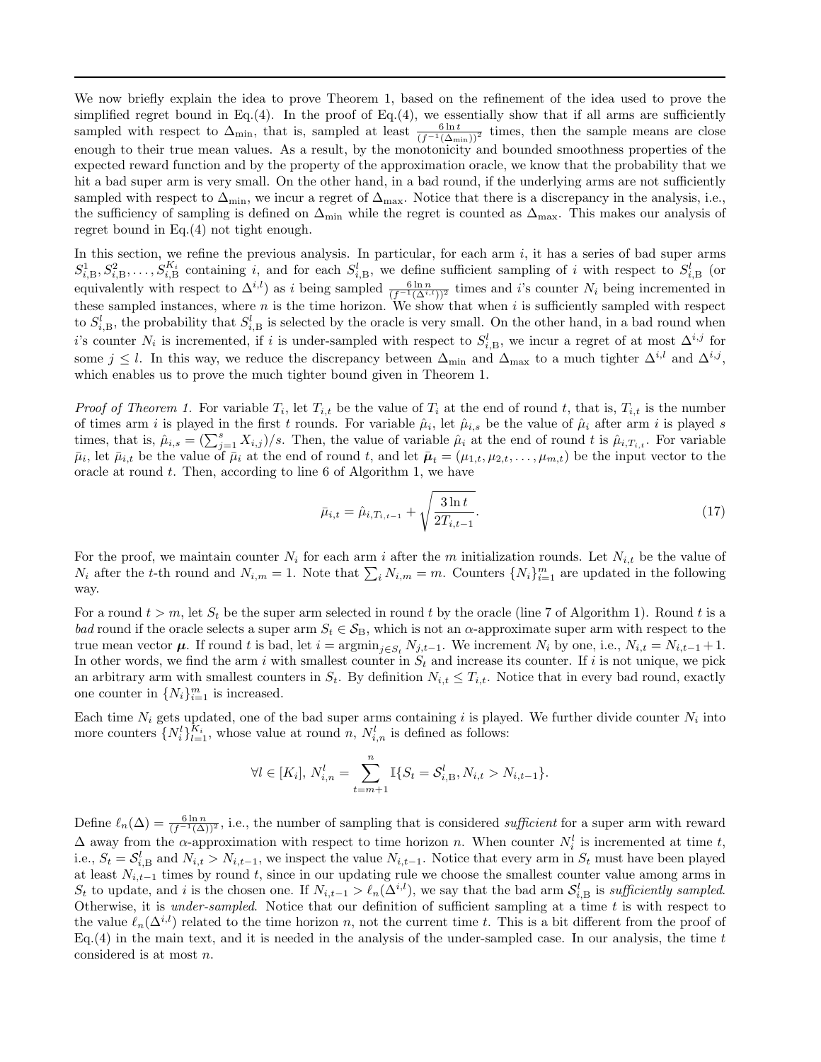We now briefly explain the idea to prove Theorem 1, based on the refinement of the idea used to prove the simplified regret bound in Eq.(4). In the proof of Eq.(4), we essentially show that if all arms are sufficiently sampled with respect to $\Delta_{\min}$, that is, sampled at least $\frac{6\ln t}{(f^{-1}(\Delta_{\min}))^2}$ times, then the sample means are close enough to their true mean values. As a result, by the monotonicity and bounded smoothness properties of the expected reward function and by the property of the approximation oracle, we know that the probability that we hit a bad super arm is very small. On the other hand, in a bad round, if the underlying arms are not sufficiently sampled with respect to $\Delta_{\min}$, we incur a regret of $\Delta_{\max}$. Notice that there is a discrepancy in the analysis, i.e., the sufficiency of sampling is defined on $\Delta_{\min}$ while the regret is counted as $\Delta_{\max}$. This makes our analysis of regret bound in Eq.(4) not tight enough.

In this section, we refine the previous analysis. In particular, for each arm $i$, it has a series of bad super arms $S^1_{i,\mathrm{B}}, S^2_{i,\mathrm{B}}, \ldots, S^{K_i}_{i,\mathrm{B}}$ containing $i$, and for each $S^l_{i,\mathrm{B}}$, we define sufficient sampling of $i$ with respect to $S^l_{i,\mathrm{B}}$ (or equivalently with respect to $\Delta^{i,l}$) as $i$ being sampled $\frac{6\ln n}{(f^{-1}(\Delta^{i,l}))^2}$ times and $i$'s counter $N_i$ being incremented in these sampled instances, where $n$ is the time horizon. We show that when $i$ is sufficiently sampled with respect to $S^l_{i,\mathrm{B}}$, the probability that $S^l_{i,\mathrm{B}}$ is selected by the oracle is very small. On the other hand, in a bad round when $i$'s counter $N_i$ is incremented, if $i$ is under-sampled with respect to $S^l_{i,\mathrm{B}}$, we incur a regret of at most $\Delta^{i,j}$ for some $j \le l$. In this way, we reduce the discrepancy between $\Delta_{\min}$ and $\Delta_{\max}$ to a much tighter $\Delta^{i,l}$ and $\Delta^{i,j}$, which enables us to prove the much tighter bound given in Theorem 1.

*Proof of Theorem 1.* For variable $T_i$, let $T_{i,t}$ be the value of $T_i$ at the end of round $t$, that is, $T_{i,t}$ is the number of times arm $i$ is played in the first $t$ rounds. For variable $\hat{\mu}_i$, let $\hat{\mu}_{i,s}$ be the value of $\hat{\mu}_i$ after arm $i$ is played $s$ times, that is, $\hat{\mu}_{i,s} = (\sum_{j=1}^{s} X_{i,j})/s$. Then, the value of variable $\hat{\mu}_i$ at the end of round $t$ is $\hat{\mu}_{i,T_{i,t}}$. For variable $\bar{\mu}_i$, let $\bar{\mu}_{i,t}$ be the value of $\bar{\mu}_i$ at the end of round $t$, and let $\bar{\boldsymbol{\mu}}_t = (\mu_{1,t}, \mu_{2,t}, \ldots, \mu_{m,t})$ be the input vector to the oracle at round $t$. Then, according to line 6 of Algorithm 1, we have

$$\bar{\mu}_{i,t} = \hat{\mu}_{i,T_{i,t-1}} + \sqrt{\frac{3\ln t}{2T_{i,t-1}}}. \tag{17}$$

For the proof, we maintain counter $N_i$ for each arm $i$ after the $m$ initialization rounds. Let $N_{i,t}$ be the value of $N_i$ after the $t$-th round and $N_{i,m} = 1$. Note that $\sum_i N_{i,m} = m$. Counters $\{N_i\}_{i=1}^m$ are updated in the following way.

For a round $t > m$, let $S_t$ be the super arm selected in round $t$ by the oracle (line 7 of Algorithm 1). Round $t$ is a *bad* round if the oracle selects a super arm $S_t \in \mathcal{S}_\mathrm{B}$, which is not an $\alpha$-approximate super arm with respect to the true mean vector $\boldsymbol{\mu}$. If round $t$ is bad, let $i = \mathrm{argmin}_{j \in S_t} N_{j,t-1}$. We increment $N_i$ by one, i.e., $N_{i,t} = N_{i,t-1} + 1$. In other words, we find the arm $i$ with smallest counter in $S_t$ and increase its counter. If $i$ is not unique, we pick an arbitrary arm with smallest counters in $S_t$. By definition $N_{i,t} \le T_{i,t}$. Notice that in every bad round, exactly one counter in $\{N_i\}_{i=1}^m$ is increased.

Each time $N_i$ gets updated, one of the bad super arms containing $i$ is played. We further divide counter $N_i$ into more counters $\{N^l_i\}_{l=1}^{K_i}$, whose value at round $n$, $N^l_{i,n}$ is defined as follows:

$$\forall l \in [K_i],\ N^l_{i,n} = \sum_{t=m+1}^{n} \mathbb{I}\{S_t = \mathcal{S}^l_{i,\mathrm{B}}, N_{i,t} > N_{i,t-1}\}.$$

Define $\ell_n(\Delta) = \frac{6\ln n}{(f^{-1}(\Delta))^2}$, i.e., the number of sampling that is considered *sufficient* for a super arm with reward $\Delta$ away from the $\alpha$-approximation with respect to time horizon $n$. When counter $N^l_i$ is incremented at time $t$, i.e., $S_t = \mathcal{S}^l_{i,\mathrm{B}}$ and $N_{i,t} > N_{i,t-1}$, we inspect the value $N_{i,t-1}$. Notice that every arm in $S_t$ must have been played at least $N_{i,t-1}$ times by round $t$, since in our updating rule we choose the smallest counter value among arms in $S_t$ to update, and $i$ is the chosen one. If $N_{i,t-1} > \ell_n(\Delta^{i,l})$, we say that the bad arm $\mathcal{S}^l_{i,\mathrm{B}}$ is *sufficiently sampled*. Otherwise, it is *under-sampled*. Notice that our definition of sufficient sampling at a time $t$ is with respect to the value $\ell_n(\Delta^{i,l})$ related to the time horizon $n$, not the current time $t$. This is a bit different from the proof of Eq.(4) in the main text, and it is needed in the analysis of the under-sampled case. In our analysis, the time $t$ considered is at most $n$.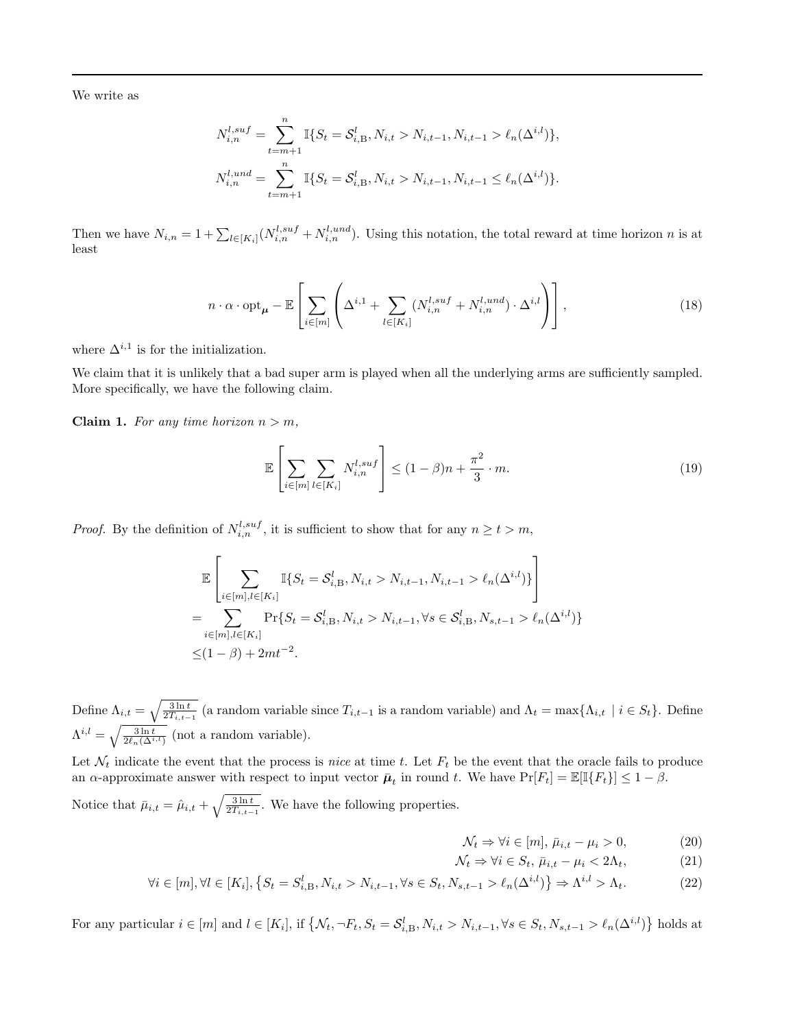We write as

$$N_{i,n}^{l,suf} = \sum_{t=m+1}^{n} \mathbb{I}\{S_t = \mathcal{S}_{i,\mathrm{B}}^l, N_{i,t} > N_{i,t-1}, N_{i,t-1} > \ell_n(\Delta^{i,l})\},$$

$$N_{i,n}^{l,und} = \sum_{t=m+1}^{n} \mathbb{I}\{S_t = \mathcal{S}_{i,\mathrm{B}}^l, N_{i,t} > N_{i,t-1}, N_{i,t-1} \leq \ell_n(\Delta^{i,l})\}.$$

Then we have $N_{i,n} = 1 + \sum_{l \in [K_i]} (N_{i,n}^{l,suf} + N_{i,n}^{l,und})$. Using this notation, the total reward at time horizon $n$ is at least

$$n \cdot \alpha \cdot \mathrm{opt}_{\boldsymbol{\mu}} - \mathbb{E}\left[\sum_{i \in [m]} \left(\Delta^{i,1} + \sum_{l \in [K_i]} (N_{i,n}^{l,suf} + N_{i,n}^{l,und}) \cdot \Delta^{i,l}\right)\right], \tag{18}$$

where $\Delta^{i,1}$ is for the initialization.

We claim that it is unlikely that a bad super arm is played when all the underlying arms are sufficiently sampled. More specifically, we have the following claim.

**Claim 1.** *For any time horizon $n > m$,*

$$\mathbb{E}\left[\sum_{i \in [m]} \sum_{l \in [K_i]} N_{i,n}^{l,suf}\right] \leq (1-\beta)n + \frac{\pi^2}{3} \cdot m. \tag{19}$$

*Proof.* By the definition of $N_{i,n}^{l,suf}$, it is sufficient to show that for any $n \geq t > m$,

$$\begin{aligned}
&\mathbb{E}\left[\sum_{i \in [m], l \in [K_i]} \mathbb{I}\{S_t = \mathcal{S}_{i,\mathrm{B}}^l, N_{i,t} > N_{i,t-1}, N_{i,t-1} > \ell_n(\Delta^{i,l})\}\right] \\
=& \sum_{i \in [m], l \in [K_i]} \Pr\{S_t = \mathcal{S}_{i,\mathrm{B}}^l, N_{i,t} > N_{i,t-1}, \forall s \in \mathcal{S}_{i,\mathrm{B}}^l, N_{s,t-1} > \ell_n(\Delta^{i,l})\} \\
\leq& (1-\beta) + 2mt^{-2}.
\end{aligned}$$

Define $\Lambda_{i,t} = \sqrt{\frac{3 \ln t}{2T_{i,t-1}}}$ (a random variable since $T_{i,t-1}$ is a random variable) and $\Lambda_t = \max\{\Lambda_{i,t} \mid i \in S_t\}$. Define $\Lambda^{i,l} = \sqrt{\frac{3 \ln t}{2\ell_n(\Delta^{i,l})}}$ (not a random variable).

Let $\mathcal{N}_t$ indicate the event that the process is *nice* at time $t$. Let $F_t$ be the event that the oracle fails to produce an $\alpha$-approximate answer with respect to input vector $\bar{\boldsymbol{\mu}}_t$ in round $t$. We have $\Pr[F_t] = \mathbb{E}[\mathbb{I}\{F_t\}] \leq 1 - \beta$.

Notice that $\bar{\mu}_{i,t} = \hat{\mu}_{i,t} + \sqrt{\frac{3 \ln t}{2T_{i,t-1}}}$. We have the following properties.

$$\mathcal{N}_t \Rightarrow \forall i \in [m],\, \bar{\mu}_{i,t} - \mu_i > 0, \tag{20}$$

$$\mathcal{N}_t \Rightarrow \forall i \in S_t,\, \bar{\mu}_{i,t} - \mu_i < 2\Lambda_t, \tag{21}$$

$$\forall i \in [m], \forall l \in [K_i], \left\{S_t = S_{i,\mathrm{B}}^l, N_{i,t} > N_{i,t-1}, \forall s \in S_t, N_{s,t-1} > \ell_n(\Delta^{i,l})\right\} \Rightarrow \Lambda^{i,l} > \Lambda_t. \tag{22}$$

For any particular $i \in [m]$ and $l \in [K_i]$, if $\left\{\mathcal{N}_t, \neg F_t, S_t = \mathcal{S}_{i,\mathrm{B}}^l, N_{i,t} > N_{i,t-1}, \forall s \in S_t, N_{s,t-1} > \ell_n(\Delta^{i,l})\right\}$ holds at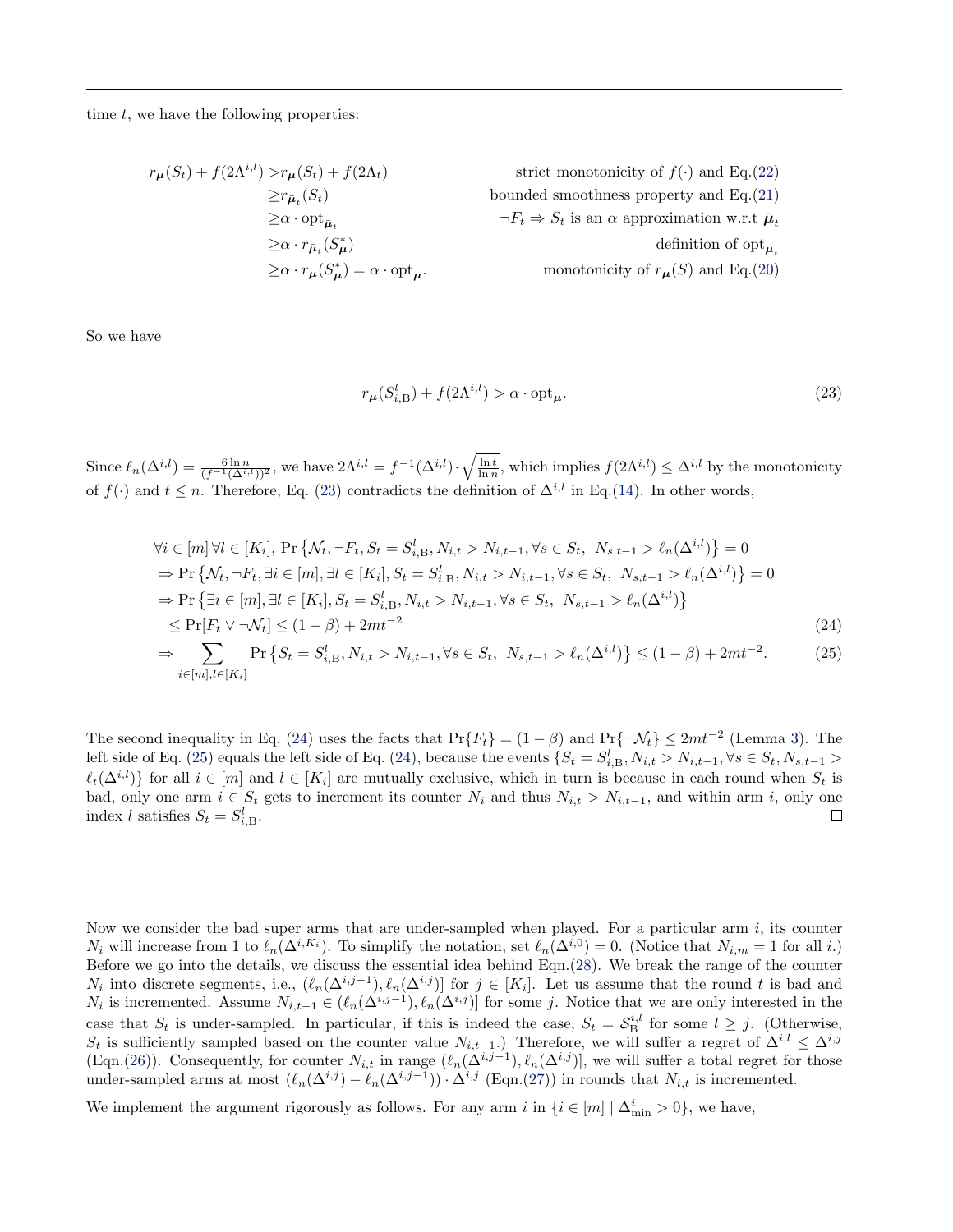time $t$, we have the following properties:

$$
\begin{aligned}
r_{\boldsymbol{\mu}}(S_t) + f(2\Lambda^{i,l}) &> r_{\boldsymbol{\mu}}(S_t) + f(2\Lambda_t) && \text{strict monotonicity of } f(\cdot) \text{ and Eq.(22)} \\
&\geq r_{\bar{\boldsymbol{\mu}}_t}(S_t) && \text{bounded smoothness property and Eq.(21)} \\
&\geq \alpha \cdot \mathrm{opt}_{\bar{\boldsymbol{\mu}}_t} && \neg F_t \Rightarrow S_t \text{ is an } \alpha \text{ approximation w.r.t } \bar{\boldsymbol{\mu}}_t \\
&\geq \alpha \cdot r_{\bar{\boldsymbol{\mu}}_t}(S^*_{\boldsymbol{\mu}}) && \text{definition of } \mathrm{opt}_{\bar{\boldsymbol{\mu}}_t} \\
&\geq \alpha \cdot r_{\boldsymbol{\mu}}(S^*_{\boldsymbol{\mu}}) = \alpha \cdot \mathrm{opt}_{\boldsymbol{\mu}}. && \text{monotonicity of } r_{\boldsymbol{\mu}}(S) \text{ and Eq.(20)}
\end{aligned}
$$

So we have

$$
r_{\boldsymbol{\mu}}(S^l_{i,\mathrm{B}}) + f(2\Lambda^{i,l}) > \alpha \cdot \mathrm{opt}_{\boldsymbol{\mu}}. \tag{23}
$$

Since $\ell_n(\Delta^{i,l}) = \frac{6 \ln n}{(f^{-1}(\Delta^{i,l}))^2}$, we have $2\Lambda^{i,l} = f^{-1}(\Delta^{i,l}) \cdot \sqrt{\frac{\ln t}{\ln n}}$, which implies $f(2\Lambda^{i,l}) \leq \Delta^{i,l}$ by the monotonicity of $f(\cdot)$ and $t \leq n$. Therefore, Eq. (23) contradicts the definition of $\Delta^{i,l}$ in Eq.(14). In other words,

$$
\begin{aligned}
&\forall i \in [m]\, \forall l \in [K_i],\, \Pr\left\{\mathcal{N}_t, \neg F_t, S_t = S^l_{i,\mathrm{B}}, N_{i,t} > N_{i,t-1}, \forall s \in S_t,\ N_{s,t-1} > \ell_n(\Delta^{i,l})\right\} = 0 \\
&\Rightarrow \Pr\left\{\mathcal{N}_t, \neg F_t, \exists i \in [m], \exists l \in [K_i], S_t = S^l_{i,\mathrm{B}}, N_{i,t} > N_{i,t-1}, \forall s \in S_t,\ N_{s,t-1} > \ell_n(\Delta^{i,l})\right\} = 0 \\
&\Rightarrow \Pr\left\{\exists i \in [m], \exists l \in [K_i], S_t = S^l_{i,\mathrm{B}}, N_{i,t} > N_{i,t-1}, \forall s \in S_t,\ N_{s,t-1} > \ell_n(\Delta^{i,l})\right\} \\
&\quad \leq \Pr[F_t \vee \neg \mathcal{N}_t] \leq (1-\beta) + 2mt^{-2} 
\end{aligned} \tag{24}
$$

$$
\Rightarrow \sum_{i \in [m], l \in [K_i]} \Pr\left\{S_t = S^l_{i,\mathrm{B}}, N_{i,t} > N_{i,t-1}, \forall s \in S_t,\ N_{s,t-1} > \ell_n(\Delta^{i,l})\right\} \leq (1-\beta) + 2mt^{-2}. \tag{25}
$$

The second inequality in Eq. (24) uses the facts that $\Pr\{F_t\} = (1-\beta)$ and $\Pr\{\neg \mathcal{N}_t\} \leq 2mt^{-2}$ (Lemma 3). The left side of Eq. (25) equals the left side of Eq. (24), because the events $\{S_t = S^l_{i,\mathrm{B}}, N_{i,t} > N_{i,t-1}, \forall s \in S_t, N_{s,t-1} > \ell_t(\Delta^{i,l})\}$ for all $i \in [m]$ and $l \in [K_i]$ are mutually exclusive, which in turn is because in each round when $S_t$ is bad, only one arm $i \in S_t$ gets to increment its counter $N_i$ and thus $N_{i,t} > N_{i,t-1}$, and within arm $i$, only one index $l$ satisfies $S_t = S^l_{i,\mathrm{B}}$. □

Now we consider the bad super arms that are under-sampled when played. For a particular arm $i$, its counter $N_i$ will increase from 1 to $\ell_n(\Delta^{i,K_i})$. To simplify the notation, set $\ell_n(\Delta^{i,0}) = 0$. (Notice that $N_{i,m} = 1$ for all $i$.) Before we go into the details, we discuss the essential idea behind Eqn.(28). We break the range of the counter $N_i$ into discrete segments, i.e., $(\ell_n(\Delta^{i,j-1}), \ell_n(\Delta^{i,j})]$ for $j \in [K_i]$. Let us assume that the round $t$ is bad and $N_i$ is incremented. Assume $N_{i,t-1} \in (\ell_n(\Delta^{i,j-1}), \ell_n(\Delta^{i,j})]$ for some $j$. Notice that we are only interested in the case that $S_t$ is under-sampled. In particular, if this is indeed the case, $S_t = \mathcal{S}^{i,l}_{\mathrm{B}}$ for some $l \geq j$. (Otherwise, $S_t$ is sufficiently sampled based on the counter value $N_{i,t-1}$.) Therefore, we will suffer a regret of $\Delta^{i,l} \leq \Delta^{i,j}$ (Eqn.(26)). Consequently, for counter $N_{i,t}$ in range $(\ell_n(\Delta^{i,j-1}), \ell_n(\Delta^{i,j})]$, we will suffer a total regret for those under-sampled arms at most $(\ell_n(\Delta^{i,j}) - \ell_n(\Delta^{i,j-1})) \cdot \Delta^{i,j}$ (Eqn.(27)) in rounds that $N_{i,t}$ is incremented.

We implement the argument rigorously as follows. For any arm $i$ in $\{i \in [m] \mid \Delta^i_{\min} > 0\}$, we have,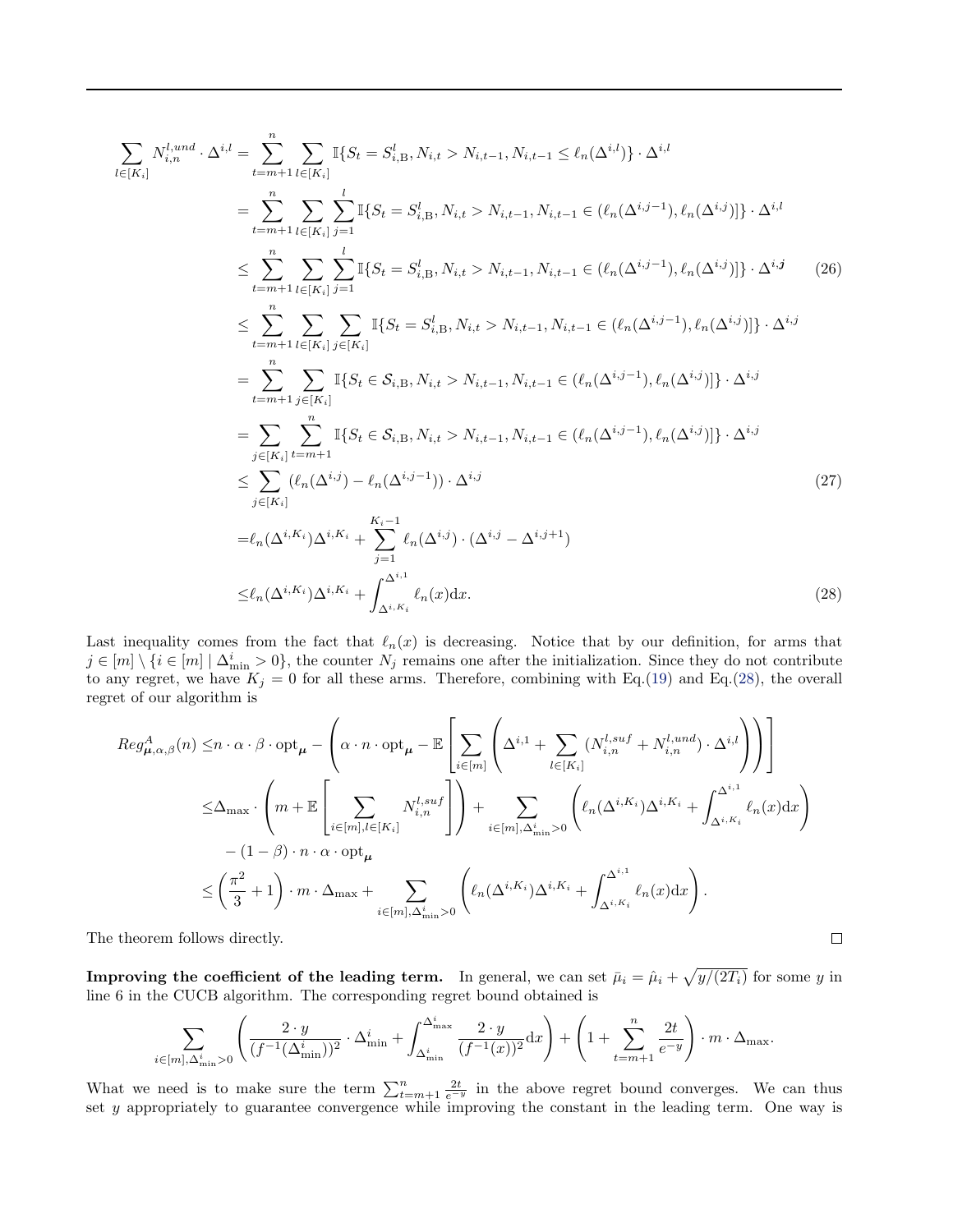$$
\begin{aligned}
\sum_{l\in[K_i]} N_{i,n}^{l,und}\cdot\Delta^{i,l} &= \sum_{t=m+1}^{n}\sum_{l\in[K_i]}\mathbb{I}\{S_t=S_{i,\mathrm{B}}^l, N_{i,t}>N_{i,t-1}, N_{i,t-1}\le \ell_n(\Delta^{i,l})\}\cdot\Delta^{i,l}\\
&= \sum_{t=m+1}^{n}\sum_{l\in[K_i]}\sum_{j=1}^{l}\mathbb{I}\{S_t=S_{i,\mathrm{B}}^l, N_{i,t}>N_{i,t-1}, N_{i,t-1}\in(\ell_n(\Delta^{i,j-1}),\ell_n(\Delta^{i,j})]\}\cdot\Delta^{i,l}\\
&\le \sum_{t=m+1}^{n}\sum_{l\in[K_i]}\sum_{j=1}^{l}\mathbb{I}\{S_t=S_{i,\mathrm{B}}^l, N_{i,t}>N_{i,t-1}, N_{i,t-1}\in(\ell_n(\Delta^{i,j-1}),\ell_n(\Delta^{i,j})]\}\cdot\Delta^{i,\boldsymbol{j}} \qquad (26)\\
&\le \sum_{t=m+1}^{n}\sum_{l\in[K_i]}\sum_{j\in[K_i]}\mathbb{I}\{S_t=S_{i,\mathrm{B}}^l, N_{i,t}>N_{i,t-1}, N_{i,t-1}\in(\ell_n(\Delta^{i,j-1}),\ell_n(\Delta^{i,j})]\}\cdot\Delta^{i,j}\\
&= \sum_{t=m+1}^{n}\sum_{j\in[K_i]}\mathbb{I}\{S_t\in\mathcal{S}_{i,\mathrm{B}}, N_{i,t}>N_{i,t-1}, N_{i,t-1}\in(\ell_n(\Delta^{i,j-1}),\ell_n(\Delta^{i,j})]\}\cdot\Delta^{i,j}\\
&= \sum_{j\in[K_i]}\sum_{t=m+1}^{n}\mathbb{I}\{S_t\in\mathcal{S}_{i,\mathrm{B}}, N_{i,t}>N_{i,t-1}, N_{i,t-1}\in(\ell_n(\Delta^{i,j-1}),\ell_n(\Delta^{i,j})]\}\cdot\Delta^{i,j}\\
&\le \sum_{j\in[K_i]}\left(\ell_n(\Delta^{i,j})-\ell_n(\Delta^{i,j-1})\right)\cdot\Delta^{i,j} \qquad (27)\\
&= \ell_n(\Delta^{i,K_i})\Delta^{i,K_i}+\sum_{j=1}^{K_i-1}\ell_n(\Delta^{i,j})\cdot(\Delta^{i,j}-\Delta^{i,j+1})\\
&\le \ell_n(\Delta^{i,K_i})\Delta^{i,K_i}+\int_{\Delta^{i,K_i}}^{\Delta^{i,1}}\ell_n(x)\mathrm{d}x. \qquad (28)
\end{aligned}
$$

Last inequality comes from the fact that $\ell_n(x)$ is decreasing. Notice that by our definition, for arms that $j\in[m]\setminus\{i\in[m]\mid\Delta_{\min}^i>0\}$, the counter $N_j$ remains one after the initialization. Since they do not contribute to any regret, we have $K_j=0$ for all these arms. Therefore, combining with Eq.(19) and Eq.(28), the overall regret of our algorithm is

$$
\begin{aligned}
Reg_{\boldsymbol{\mu},\alpha,\beta}^{A}(n) \le& n\cdot\alpha\cdot\beta\cdot\mathrm{opt}_{\boldsymbol{\mu}} - \left(\alpha\cdot n\cdot\mathrm{opt}_{\boldsymbol{\mu}} - \mathbb{E}\left[\sum_{i\in[m]}\left(\Delta^{i,1}+\sum_{l\in[K_i]}(N_{i,n}^{l,suf}+N_{i,n}^{l,und})\cdot\Delta^{i,l}\right)\right]\right)\\
\le& \Delta_{\max}\cdot\left(m+\mathbb{E}\left[\sum_{i\in[m],l\in[K_i]}N_{i,n}^{l,suf}\right]\right)+\sum_{i\in[m],\Delta_{\min}^i>0}\left(\ell_n(\Delta^{i,K_i})\Delta^{i,K_i}+\int_{\Delta^{i,K_i}}^{\Delta^{i,1}}\ell_n(x)\mathrm{d}x\right)\\
&-(1-\beta)\cdot n\cdot\alpha\cdot\mathrm{opt}_{\boldsymbol{\mu}}\\
\le& \left(\frac{\pi^2}{3}+1\right)\cdot m\cdot\Delta_{\max}+\sum_{i\in[m],\Delta_{\min}^i>0}\left(\ell_n(\Delta^{i,K_i})\Delta^{i,K_i}+\int_{\Delta^{i,K_i}}^{\Delta^{i,1}}\ell_n(x)\mathrm{d}x\right).
\end{aligned}
$$

The theorem follows directly. $\square$

**Improving the coefficient of the leading term.** In general, we can set $\bar{\mu}_i=\hat{\mu}_i+\sqrt{y/(2T_i)}$ for some $y$ in line 6 in the CUCB algorithm. The corresponding regret bound obtained is

$$
\sum_{i\in[m],\Delta_{\min}^i>0}\left(\frac{2\cdot y}{(f^{-1}(\Delta_{\min}^i))^2}\cdot\Delta_{\min}^i+\int_{\Delta_{\min}^i}^{\Delta_{\max}^i}\frac{2\cdot y}{(f^{-1}(x))^2}\mathrm{d}x\right)+\left(1+\sum_{t=m+1}^{n}\frac{2t}{e^{-y}}\right)\cdot m\cdot\Delta_{\max}.
$$

What we need is to make sure the term $\sum_{t=m+1}^{n}\frac{2t}{e^{-y}}$ in the above regret bound converges. We can thus set $y$ appropriately to guarantee convergence while improving the constant in the leading term. One way is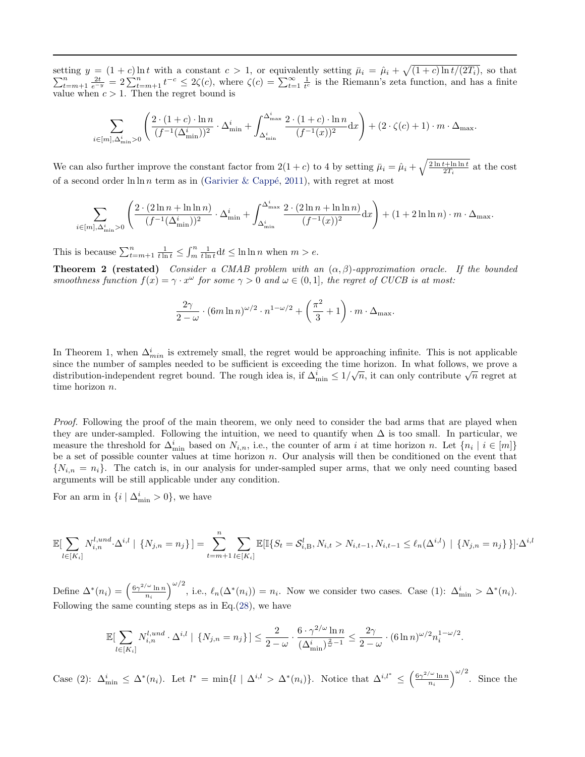setting $y = (1+c)\ln t$ with a constant $c > 1$, or equivalently setting $\bar{\mu}_i = \hat{\mu}_i + \sqrt{(1+c)\ln t/(2T_i)}$, so that $\sum_{t=m+1}^{n} \frac{2t}{e^{-y}} = 2\sum_{t=m+1}^{n} t^{-c} \le 2\zeta(c)$, where $\zeta(c) = \sum_{t=1}^{\infty} \frac{1}{t^c}$ is the Riemann's zeta function, and has a finite value when $c > 1$. Then the regret bound is

$$\sum_{i\in[m],\Delta_{\min}^i>0} \left( \frac{2\cdot(1+c)\cdot\ln n}{(f^{-1}(\Delta_{\min}^i))^2} \cdot \Delta_{\min}^i + \int_{\Delta_{\min}^i}^{\Delta_{\max}^i} \frac{2\cdot(1+c)\cdot\ln n}{(f^{-1}(x))^2} \mathrm{d}x \right) + (2\cdot\zeta(c)+1)\cdot m\cdot\Delta_{\max}.$$

We can also further improve the constant factor from $2(1+c)$ to 4 by setting $\bar{\mu}_i = \hat{\mu}_i + \sqrt{\frac{2\ln t + \ln\ln t}{2T_i}}$ at the cost of a second order $\ln\ln n$ term as in (Garivier & Cappé, 2011), with regret at most

$$\sum_{i\in[m],\Delta_{\min}^i>0} \left( \frac{2\cdot(2\ln n+\ln\ln n)}{(f^{-1}(\Delta_{\min}^i))^2} \cdot \Delta_{\min}^i + \int_{\Delta_{\min}^i}^{\Delta_{\max}^i} \frac{2\cdot(2\ln n+\ln\ln n)}{(f^{-1}(x))^2} \mathrm{d}x \right) + (1+2\ln\ln n)\cdot m\cdot\Delta_{\max}.$$

This is because $\sum_{t=m+1}^{n} \frac{1}{t\ln t} \le \int_m^n \frac{1}{t\ln t}\mathrm{d}t \le \ln\ln n$ when $m > e$.

**Theorem 2 (restated)** *Consider a CMAB problem with an $(\alpha,\beta)$-approximation oracle. If the bounded smoothness function $f(x) = \gamma\cdot x^{\omega}$ for some $\gamma > 0$ and $\omega \in (0,1]$, the regret of CUCB is at most:*

$$\frac{2\gamma}{2-\omega}\cdot(6m\ln n)^{\omega/2}\cdot n^{1-\omega/2} + \left(\frac{\pi^2}{3}+1\right)\cdot m\cdot\Delta_{\max}.$$

In Theorem 1, when $\Delta_{min}^i$ is extremely small, the regret would be approaching infinite. This is not applicable since the number of samples needed to be sufficient is exceeding the time horizon. In what follows, we prove a distribution-independent regret bound. The rough idea is, if $\Delta_{\min}^i \le 1/\sqrt{n}$, it can only contribute $\sqrt{n}$ regret at time horizon $n$.

*Proof.* Following the proof of the main theorem, we only need to consider the bad arms that are played when they are under-sampled. Following the intuition, we need to quantify when $\Delta$ is too small. In particular, we measure the threshold for $\Delta_{\min}^i$ based on $N_{i,n}$, i.e., the counter of arm $i$ at time horizon $n$. Let $\{n_i \mid i \in [m]\}$ be a set of possible counter values at time horizon $n$. Our analysis will then be conditioned on the event that $\{N_{i,n} = n_i\}$. The catch is, in our analysis for under-sampled super arms, that we only need counting based arguments will be still applicable under any condition.

For an arm in $\{i \mid \Delta_{\min}^i > 0\}$, we have

$$\mathbb{E}[\sum_{l\in[K_i]} N_{i,n}^{l,und}\cdot\Delta^{i,l} \mid \{N_{j,n}=n_j\}\,] = \sum_{t=m+1}^{n}\sum_{l\in[K_i]} \mathbb{E}[\mathbb{I}\{S_t = \mathcal{S}_{i,\mathrm{B}}^l, N_{i,t} > N_{i,t-1}, N_{i,t-1} \le \ell_n(\Delta^{i,l}) \mid \{N_{j,n}=n_j\}\}]\cdot\Delta^{i,l}$$

Define $\Delta^*(n_i) = \left(\frac{6\gamma^{2/\omega}\ln n}{n_i}\right)^{\omega/2}$, i.e., $\ell_n(\Delta^*(n_i)) = n_i$. Now we consider two cases. Case (1): $\Delta_{\min}^i > \Delta^*(n_i)$. Following the same counting steps as in Eq.(28), we have

$$\mathbb{E}[\sum_{l\in[K_i]} N_{i,n}^{l,und}\cdot\Delta^{i,l} \mid \{N_{j,n}=n_j\}\,] \le \frac{2}{2-\omega}\cdot\frac{6\cdot\gamma^{2/\omega}\ln n}{(\Delta_{\min}^i)^{\frac{2}{\omega}-1}} \le \frac{2\gamma}{2-\omega}\cdot(6\ln n)^{\omega/2} n_i^{1-\omega/2}.$$

Case (2): $\Delta_{\min}^i \le \Delta^*(n_i)$. Let $l^* = \min\{l \mid \Delta^{i,l} > \Delta^*(n_i)\}$. Notice that $\Delta^{i,l^*} \le \left(\frac{6\gamma^{2/\omega}\ln n}{n_i}\right)^{\omega/2}$. Since the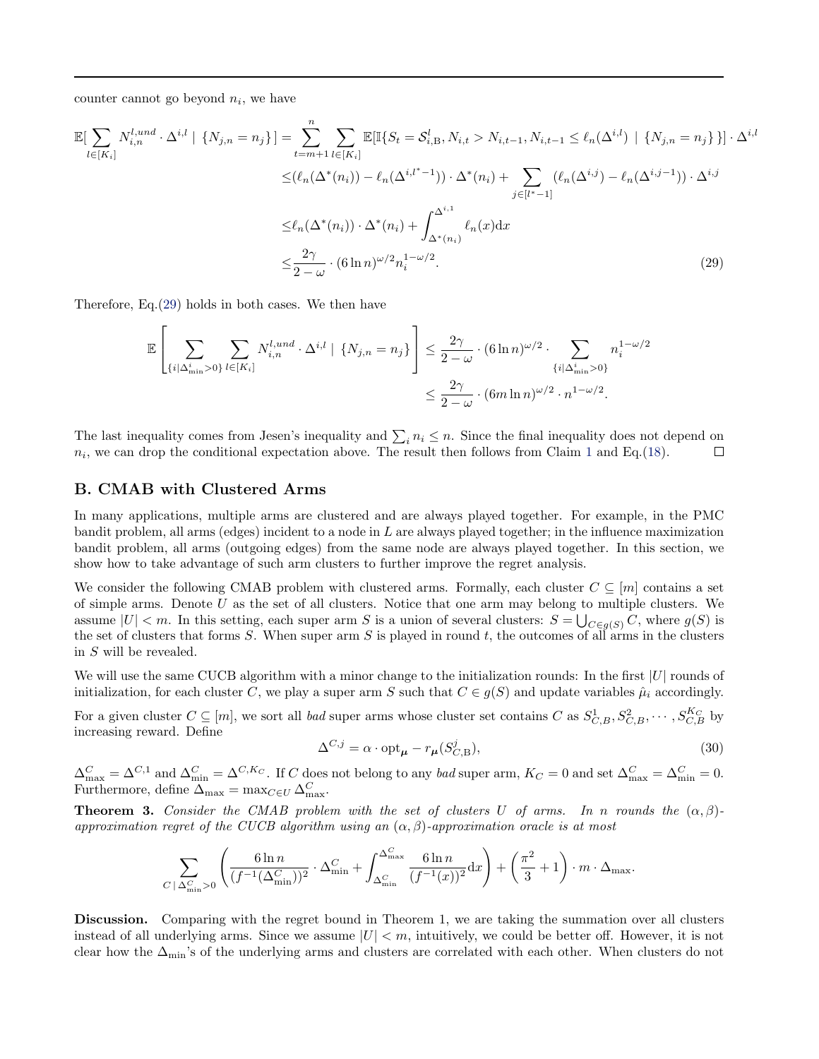counter cannot go beyond $n_i$, we have

$$
\begin{aligned}
\mathbb{E}[\sum_{l\in[K_i]} N_{i,n}^{l,und} \cdot \Delta^{i,l} \mid \{N_{j,n}=n_j\}] &= \sum_{t=m+1}^{n} \sum_{l\in[K_i]} \mathbb{E}[\mathbb{I}\{S_t = \mathcal{S}_{i,\mathrm{B}}^l, N_{i,t} > N_{i,t-1}, N_{i,t-1} \le \ell_n(\Delta^{i,l}) \mid \{N_{j,n}=n_j\}\}] \cdot \Delta^{i,l} \\
&\le (\ell_n(\Delta^*(n_i)) - \ell_n(\Delta^{i,l^*-1})) \cdot \Delta^*(n_i) + \sum_{j\in[l^*-1]} (\ell_n(\Delta^{i,j}) - \ell_n(\Delta^{i,j-1})) \cdot \Delta^{i,j} \\
&\le \ell_n(\Delta^*(n_i)) \cdot \Delta^*(n_i) + \int_{\Delta^*(n_i)}^{\Delta^{i,1}} \ell_n(x)\mathrm{d}x \\
&\le \frac{2\gamma}{2-\omega} \cdot (6\ln n)^{\omega/2} n_i^{1-\omega/2}.
\end{aligned} \tag{29}
$$

Therefore, Eq.(29) holds in both cases. We then have

$$
\begin{aligned}
\mathbb{E}\left[\sum_{\{i\mid\Delta_{\min}^i>0\}} \sum_{l\in[K_i]} N_{i,n}^{l,und} \cdot \Delta^{i,l} \mid \{N_{j,n}=n_j\}\right] &\le \frac{2\gamma}{2-\omega} \cdot (6\ln n)^{\omega/2} \cdot \sum_{\{i\mid\Delta_{\min}^i>0\}} n_i^{1-\omega/2} \\
&\le \frac{2\gamma}{2-\omega} \cdot (6m\ln n)^{\omega/2} \cdot n^{1-\omega/2}.
\end{aligned}
$$

The last inequality comes from Jesen's inequality and $\sum_i n_i \le n$. Since the final inequality does not depend on $n_i$, we can drop the conditional expectation above. The result then follows from Claim 1 and Eq.(18). □

## B. CMAB with Clustered Arms

In many applications, multiple arms are clustered and are always played together. For example, in the PMC bandit problem, all arms (edges) incident to a node in $L$ are always played together; in the influence maximization bandit problem, all arms (outgoing edges) from the same node are always played together. In this section, we show how to take advantage of such arm clusters to further improve the regret analysis.

We consider the following CMAB problem with clustered arms. Formally, each cluster $C \subseteq [m]$ contains a set of simple arms. Denote $U$ as the set of all clusters. Notice that one arm may belong to multiple clusters. We assume $|U| < m$. In this setting, each super arm $S$ is a union of several clusters: $S = \bigcup_{C\in g(S)} C$, where $g(S)$ is the set of clusters that forms $S$. When super arm $S$ is played in round $t$, the outcomes of all arms in the clusters in $S$ will be revealed.

We will use the same CUCB algorithm with a minor change to the initialization rounds: In the first $|U|$ rounds of initialization, for each cluster $C$, we play a super arm $S$ such that $C \in g(S)$ and update variables $\hat{\mu}_i$ accordingly.

For a given cluster $C \subseteq [m]$, we sort all *bad* super arms whose cluster set contains $C$ as $S_{C,B}^1, S_{C,B}^2, \cdots, S_{C,B}^{K_C}$ by increasing reward. Define

$$
\Delta^{C,j} = \alpha \cdot \mathrm{opt}_{\boldsymbol{\mu}} - r_{\boldsymbol{\mu}}(S_{C,\mathrm{B}}^j), \tag{30}
$$

$\Delta_{\max}^C = \Delta^{C,1}$ and $\Delta_{\min}^C = \Delta^{C,K_C}$. If $C$ does not belong to any *bad* super arm, $K_C = 0$ and set $\Delta_{\max}^C = \Delta_{\min}^C = 0$. Furthermore, define $\Delta_{\max} = \max_{C\in U} \Delta_{\max}^C$.

**Theorem 3.** *Consider the CMAB problem with the set of clusters $U$ of arms. In $n$ rounds the $(\alpha,\beta)$-approximation regret of the CUCB algorithm using an $(\alpha,\beta)$-approximation oracle is at most*

$$
\sum_{C\mid\Delta_{\min}^C>0} \left( \frac{6\ln n}{(f^{-1}(\Delta_{\min}^C))^2} \cdot \Delta_{\min}^C + \int_{\Delta_{\min}^C}^{\Delta_{\max}^C} \frac{6\ln n}{(f^{-1}(x))^2}\mathrm{d}x \right) + \left(\frac{\pi^2}{3}+1\right) \cdot m \cdot \Delta_{\max}.
$$

**Discussion.** Comparing with the regret bound in Theorem 1, we are taking the summation over all clusters instead of all underlying arms. Since we assume $|U| < m$, intuitively, we could be better off. However, it is not clear how the $\Delta_{\min}$'s of the underlying arms and clusters are correlated with each other. When clusters do not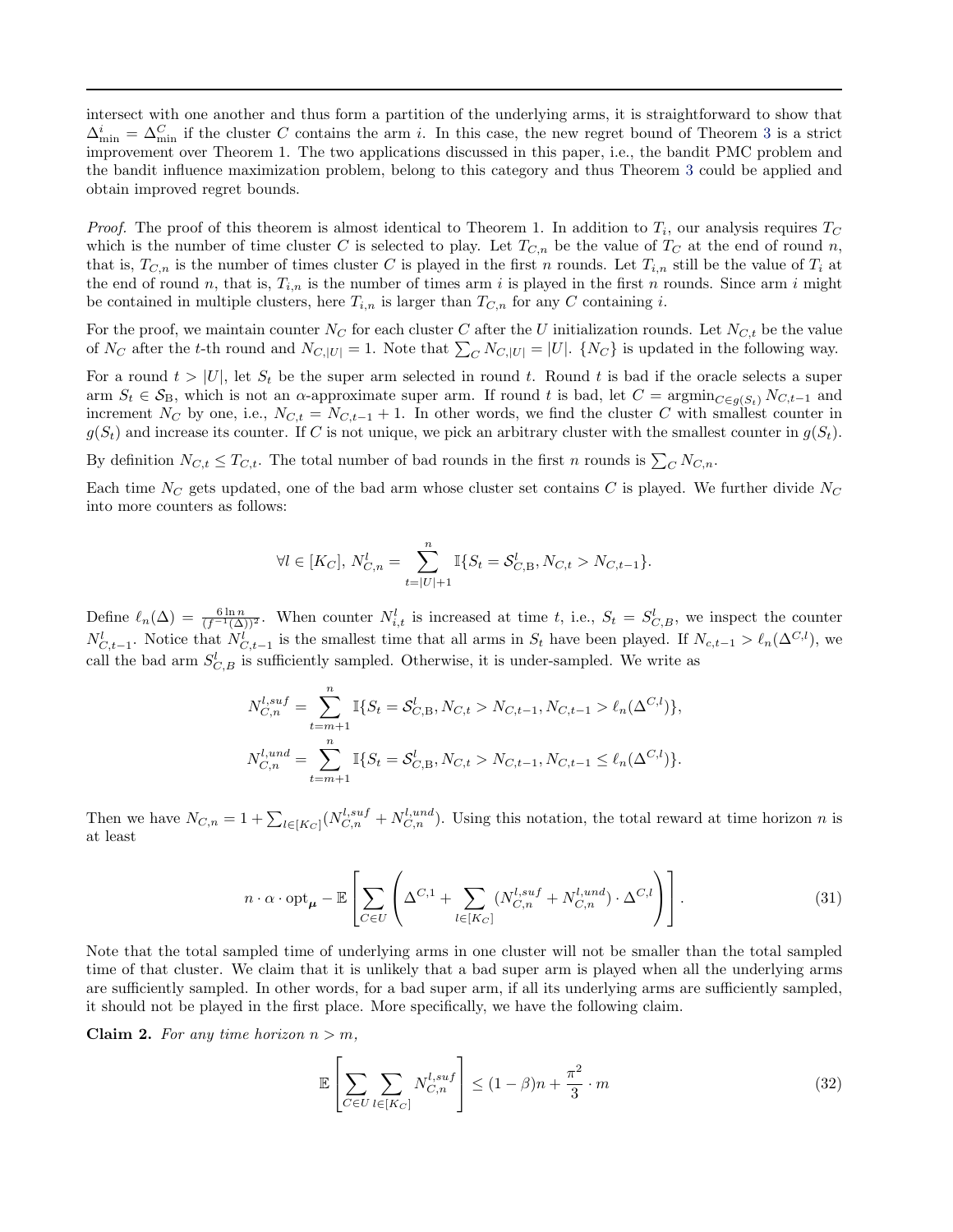intersect with one another and thus form a partition of the underlying arms, it is straightforward to show that $\Delta^i_{\min} = \Delta^C_{\min}$ if the cluster $C$ contains the arm $i$. In this case, the new regret bound of Theorem 3 is a strict improvement over Theorem 1. The two applications discussed in this paper, i.e., the bandit PMC problem and the bandit influence maximization problem, belong to this category and thus Theorem 3 could be applied and obtain improved regret bounds.

*Proof.* The proof of this theorem is almost identical to Theorem 1. In addition to $T_i$, our analysis requires $T_C$ which is the number of time cluster $C$ is selected to play. Let $T_{C,n}$ be the value of $T_C$ at the end of round $n$, that is, $T_{C,n}$ is the number of times cluster $C$ is played in the first $n$ rounds. Let $T_{i,n}$ still be the value of $T_i$ at the end of round $n$, that is, $T_{i,n}$ is the number of times arm $i$ is played in the first $n$ rounds. Since arm $i$ might be contained in multiple clusters, here $T_{i,n}$ is larger than $T_{C,n}$ for any $C$ containing $i$.

For the proof, we maintain counter $N_C$ for each cluster $C$ after the $U$ initialization rounds. Let $N_{C,t}$ be the value of $N_C$ after the $t$-th round and $N_{C,|U|} = 1$. Note that $\sum_C N_{C,|U|} = |U|$. $\{N_C\}$ is updated in the following way.

For a round $t > |U|$, let $S_t$ be the super arm selected in round $t$. Round $t$ is bad if the oracle selects a super arm $S_t \in \mathcal{S}_{\mathrm{B}}$, which is not an $\alpha$-approximate super arm. If round $t$ is bad, let $C = \operatorname{argmin}_{C \in g(S_t)} N_{C,t-1}$ and increment $N_C$ by one, i.e., $N_{C,t} = N_{C,t-1} + 1$. In other words, we find the cluster $C$ with smallest counter in $g(S_t)$ and increase its counter. If $C$ is not unique, we pick an arbitrary cluster with the smallest counter in $g(S_t)$.

By definition $N_{C,t} \le T_{C,t}$. The total number of bad rounds in the first $n$ rounds is $\sum_C N_{C,n}$.

Each time $N_C$ gets updated, one of the bad arm whose cluster set contains $C$ is played. We further divide $N_C$ into more counters as follows:

$$\forall l \in [K_C],\ N^l_{C,n} = \sum_{t=|U|+1}^{n} \mathbb{I}\{S_t = \mathcal{S}^l_{C,\mathrm{B}}, N_{C,t} > N_{C,t-1}\}.$$

Define $\ell_n(\Delta) = \frac{6\ln n}{(f^{-1}(\Delta))^2}$. When counter $N^l_{i,t}$ is increased at time $t$, i.e., $S_t = S^l_{C,B}$, we inspect the counter $N^l_{C,t-1}$. Notice that $N^l_{C,t-1}$ is the smallest time that all arms in $S_t$ have been played. If $N_{c,t-1} > \ell_n(\Delta^{C,l})$, we call the bad arm $S^l_{C,B}$ is sufficiently sampled. Otherwise, it is under-sampled. We write as

$$N^{l,suf}_{C,n} = \sum_{t=m+1}^{n} \mathbb{I}\{S_t = \mathcal{S}^l_{C,\mathrm{B}}, N_{C,t} > N_{C,t-1}, N_{C,t-1} > \ell_n(\Delta^{C,l})\},$$

$$N^{l,und}_{C,n} = \sum_{t=m+1}^{n} \mathbb{I}\{S_t = \mathcal{S}^l_{C,\mathrm{B}}, N_{C,t} > N_{C,t-1}, N_{C,t-1} \le \ell_n(\Delta^{C,l})\}.$$

Then we have $N_{C,n} = 1 + \sum_{l \in [K_C]} (N^{l,suf}_{C,n} + N^{l,und}_{C,n})$. Using this notation, the total reward at time horizon $n$ is at least

$$n \cdot \alpha \cdot \mathrm{opt}_{\boldsymbol{\mu}} - \mathbb{E}\left[\sum_{C \in U}\left(\Delta^{C,1} + \sum_{l \in [K_C]} (N^{l,suf}_{C,n} + N^{l,und}_{C,n}) \cdot \Delta^{C,l}\right)\right]. \tag{31}$$

Note that the total sampled time of underlying arms in one cluster will not be smaller than the total sampled time of that cluster. We claim that it is unlikely that a bad super arm is played when all the underlying arms are sufficiently sampled. In other words, for a bad super arm, if all its underlying arms are sufficiently sampled, it should not be played in the first place. More specifically, we have the following claim.

**Claim 2.** *For any time horizon $n > m$,*

$$\mathbb{E}\left[\sum_{C \in U} \sum_{l \in [K_C]} N^{l,suf}_{C,n}\right] \le (1-\beta)n + \frac{\pi^2}{3} \cdot m \tag{32}$$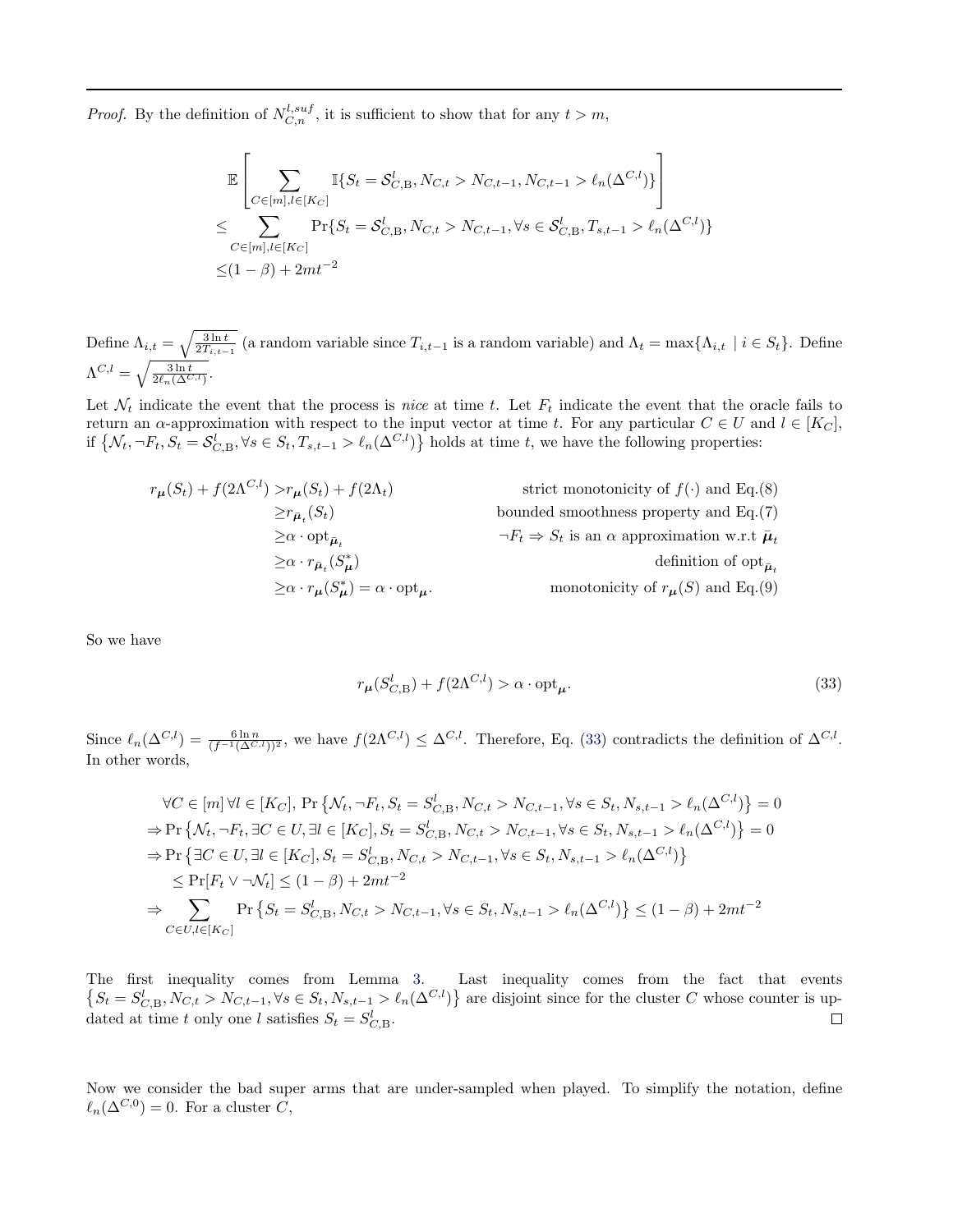*Proof.* By the definition of $N^{l,suf}_{C,n}$, it is sufficient to show that for any $t > m$,

$$
\begin{aligned}
&\mathbb{E}\left[\sum_{C\in[m],l\in[K_C]} \mathbb{I}\{S_t = \mathcal{S}^l_{C,\mathrm{B}}, N_{C,t} > N_{C,t-1}, N_{C,t-1} > \ell_n(\Delta^{C,l})\}\right] \\
\le &\sum_{C\in[m],l\in[K_C]} \Pr\{S_t = \mathcal{S}^l_{C,\mathrm{B}}, N_{C,t} > N_{C,t-1}, \forall s \in \mathcal{S}^l_{C,\mathrm{B}}, T_{s,t-1} > \ell_n(\Delta^{C,l})\} \\
\le &(1-\beta) + 2mt^{-2}
\end{aligned}
$$

Define $\Lambda_{i,t} = \sqrt{\frac{3\ln t}{2T_{i,t-1}}}$ (a random variable since $T_{i,t-1}$ is a random variable) and $\Lambda_t = \max\{\Lambda_{i,t} \mid i \in S_t\}$. Define $\Lambda^{C,l} = \sqrt{\frac{3\ln t}{2\ell_n(\Delta^{C,l})}}$.

Let $\mathcal{N}_t$ indicate the event that the process is *nice* at time $t$. Let $F_t$ indicate the event that the oracle fails to return an $\alpha$-approximation with respect to the input vector at time $t$. For any particular $C \in U$ and $l \in [K_C]$, if $\{\mathcal{N}_t, \neg F_t, S_t = \mathcal{S}^l_{C,\mathrm{B}}, \forall s \in S_t, T_{s,t-1} > \ell_n(\Delta^{C,l})\}$ holds at time $t$, we have the following properties:

$$
\begin{aligned}
r_{\boldsymbol{\mu}}(S_t) + f(2\Lambda^{C,l}) &> r_{\boldsymbol{\mu}}(S_t) + f(2\Lambda_t) && \text{strict monotonicity of } f(\cdot) \text{ and Eq.(8)} \\
&\ge r_{\bar{\boldsymbol{\mu}}_t}(S_t) && \text{bounded smoothness property and Eq.(7)} \\
&\ge \alpha \cdot \mathrm{opt}_{\bar{\boldsymbol{\mu}}_t} && \neg F_t \Rightarrow S_t \text{ is an } \alpha \text{ approximation w.r.t } \bar{\boldsymbol{\mu}}_t \\
&\ge \alpha \cdot r_{\bar{\boldsymbol{\mu}}_t}(S^*_{\boldsymbol{\mu}}) && \text{definition of } \mathrm{opt}_{\bar{\boldsymbol{\mu}}_t} \\
&\ge \alpha \cdot r_{\boldsymbol{\mu}}(S^*_{\boldsymbol{\mu}}) = \alpha \cdot \mathrm{opt}_{\boldsymbol{\mu}}. && \text{monotonicity of } r_{\boldsymbol{\mu}}(S) \text{ and Eq.(9)}
\end{aligned}
$$

So we have

$$
r_{\boldsymbol{\mu}}(S^l_{C,\mathrm{B}}) + f(2\Lambda^{C,l}) > \alpha \cdot \mathrm{opt}_{\boldsymbol{\mu}}. \tag{33}
$$

Since $\ell_n(\Delta^{C,l}) = \frac{6\ln n}{(f^{-1}(\Delta^{C,l}))^2}$, we have $f(2\Lambda^{C,l}) \le \Delta^{C,l}$. Therefore, Eq. (33) contradicts the definition of $\Delta^{C,l}$. In other words,

$$
\begin{aligned}
&\forall C \in [m]\, \forall l \in [K_C],\ \Pr\left\{\mathcal{N}_t, \neg F_t, S_t = S^l_{C,\mathrm{B}}, N_{C,t} > N_{C,t-1}, \forall s \in S_t, N_{s,t-1} > \ell_n(\Delta^{C,l})\right\} = 0 \\
\Rightarrow &\Pr\left\{\mathcal{N}_t, \neg F_t, \exists C \in U, \exists l \in [K_C], S_t = S^l_{C,\mathrm{B}}, N_{C,t} > N_{C,t-1}, \forall s \in S_t, N_{s,t-1} > \ell_n(\Delta^{C,l})\right\} = 0 \\
\Rightarrow &\Pr\left\{\exists C \in U, \exists l \in [K_C], S_t = S^l_{C,\mathrm{B}}, N_{C,t} > N_{C,t-1}, \forall s \in S_t, N_{s,t-1} > \ell_n(\Delta^{C,l})\right\} \\
&\quad \le \Pr[F_t \vee \neg\mathcal{N}_t] \le (1-\beta) + 2mt^{-2} \\
\Rightarrow &\sum_{C\in U,l\in[K_C]} \Pr\left\{S_t = S^l_{C,\mathrm{B}}, N_{C,t} > N_{C,t-1}, \forall s \in S_t, N_{s,t-1} > \ell_n(\Delta^{C,l})\right\} \le (1-\beta) + 2mt^{-2}
\end{aligned}
$$

The first inequality comes from Lemma 3. Last inequality comes from the fact that events $\left\{S_t = S^l_{C,\mathrm{B}}, N_{C,t} > N_{C,t-1}, \forall s \in S_t, N_{s,t-1} > \ell_n(\Delta^{C,l})\right\}$ are disjoint since for the cluster $C$ whose counter is updated at time $t$ only one $l$ satisfies $S_t = S^l_{C,\mathrm{B}}$. ∎

Now we consider the bad super arms that are under-sampled when played. To simplify the notation, define $\ell_n(\Delta^{C,0}) = 0$. For a cluster $C$,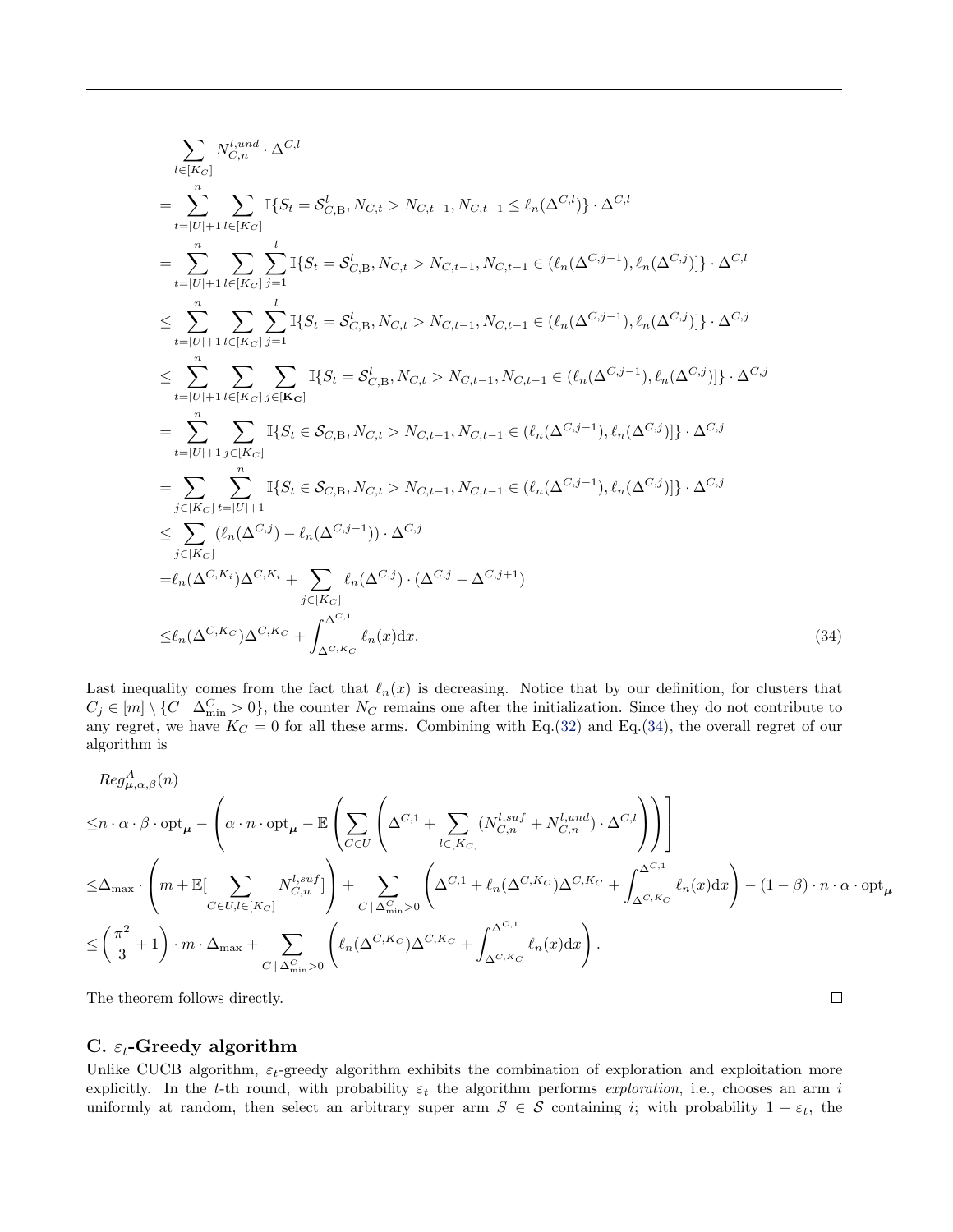$$
\begin{aligned}
&\sum_{l\in[K_C]} N_{C,n}^{l,und}\cdot\Delta^{C,l}\\
=&\sum_{t=|U|+1}^{n}\sum_{l\in[K_C]}\mathbb{I}\{S_t=\mathcal{S}_{C,\mathrm{B}}^{l},N_{C,t}>N_{C,t-1},N_{C,t-1}\le\ell_n(\Delta^{C,l})\}\cdot\Delta^{C,l}\\
=&\sum_{t=|U|+1}^{n}\sum_{l\in[K_C]}\sum_{j=1}^{l}\mathbb{I}\{S_t=\mathcal{S}_{C,\mathrm{B}}^{l},N_{C,t}>N_{C,t-1},N_{C,t-1}\in(\ell_n(\Delta^{C,j-1}),\ell_n(\Delta^{C,j})]\}\cdot\Delta^{C,l}\\
\le&\sum_{t=|U|+1}^{n}\sum_{l\in[K_C]}\sum_{j=1}^{l}\mathbb{I}\{S_t=\mathcal{S}_{C,\mathrm{B}}^{l},N_{C,t}>N_{C,t-1},N_{C,t-1}\in(\ell_n(\Delta^{C,j-1}),\ell_n(\Delta^{C,j})]\}\cdot\Delta^{C,j}\\
\le&\sum_{t=|U|+1}^{n}\sum_{l\in[K_C]}\sum_{j\in[\mathbf{K_C}]}\mathbb{I}\{S_t=\mathcal{S}_{C,\mathrm{B}}^{l},N_{C,t}>N_{C,t-1},N_{C,t-1}\in(\ell_n(\Delta^{C,j-1}),\ell_n(\Delta^{C,j})]\}\cdot\Delta^{C,j}\\
=&\sum_{t=|U|+1}^{n}\sum_{j\in[K_C]}\mathbb{I}\{S_t\in\mathcal{S}_{C,\mathrm{B}},N_{C,t}>N_{C,t-1},N_{C,t-1}\in(\ell_n(\Delta^{C,j-1}),\ell_n(\Delta^{C,j})]\}\cdot\Delta^{C,j}\\
=&\sum_{j\in[K_C]}\sum_{t=|U|+1}^{n}\mathbb{I}\{S_t\in\mathcal{S}_{C,\mathrm{B}},N_{C,t}>N_{C,t-1},N_{C,t-1}\in(\ell_n(\Delta^{C,j-1}),\ell_n(\Delta^{C,j})]\}\cdot\Delta^{C,j}\\
\le&\sum_{j\in[K_C]}(\ell_n(\Delta^{C,j})-\ell_n(\Delta^{C,j-1}))\cdot\Delta^{C,j}\\
=&\ell_n(\Delta^{C,K_i})\Delta^{C,K_i}+\sum_{j\in[K_C]}\ell_n(\Delta^{C,j})\cdot(\Delta^{C,j}-\Delta^{C,j+1})\\
\le&\ell_n(\Delta^{C,K_C})\Delta^{C,K_C}+\int_{\Delta^{C,K_C}}^{\Delta^{C,1}}\ell_n(x)\mathrm{d}x. \qquad (34)
\end{aligned}
$$

Last inequality comes from the fact that $\ell_n(x)$ is decreasing. Notice that by our definition, for clusters that $C_j \in [m]\setminus\{C \mid \Delta_{\min}^C > 0\}$, the counter $N_C$ remains one after the initialization. Since they do not contribute to any regret, we have $K_C = 0$ for all these arms. Combining with Eq.(32) and Eq.(34), the overall regret of our algorithm is

$$
\begin{aligned}
&Reg_{\boldsymbol{\mu},\alpha,\beta}^{A}(n)\\
\le& n\cdot\alpha\cdot\beta\cdot\mathrm{opt}_{\boldsymbol{\mu}}-\left(\alpha\cdot n\cdot\mathrm{opt}_{\boldsymbol{\mu}}-\mathbb{E}\left(\sum_{C\in U}\left(\Delta^{C,1}+\sum_{l\in[K_C]}(N_{C,n}^{l,suf}+N_{C,n}^{l,und})\cdot\Delta^{C,l}\right)\right)\right]\\
\le&\Delta_{\max}\cdot\left(m+\mathbb{E}[\sum_{C\in U,l\in[K_C]}N_{C,n}^{l,suf}]\right)+\sum_{C\mid\Delta_{\min}^{C}>0}\left(\Delta^{C,1}+\ell_n(\Delta^{C,K_C})\Delta^{C,K_C}+\int_{\Delta^{C,K_C}}^{\Delta^{C,1}}\ell_n(x)\mathrm{d}x\right)-(1-\beta)\cdot n\cdot\alpha\cdot\mathrm{opt}_{\boldsymbol{\mu}}\\
\le&\left(\frac{\pi^2}{3}+1\right)\cdot m\cdot\Delta_{\max}+\sum_{C\mid\Delta_{\min}^{C}>0}\left(\ell_n(\Delta^{C,K_C})\Delta^{C,K_C}+\int_{\Delta^{C,K_C}}^{\Delta^{C,1}}\ell_n(x)\mathrm{d}x\right).
\end{aligned}
$$

The theorem follows directly. □

## C. $\varepsilon_t$-Greedy algorithm

Unlike CUCB algorithm, $\varepsilon_t$-greedy algorithm exhibits the combination of exploration and exploitation more explicitly. In the $t$-th round, with probability $\varepsilon_t$ the algorithm performs *exploration*, i.e., chooses an arm $i$ uniformly at random, then select an arbitrary super arm $S \in \mathcal{S}$ containing $i$; with probability $1-\varepsilon_t$, the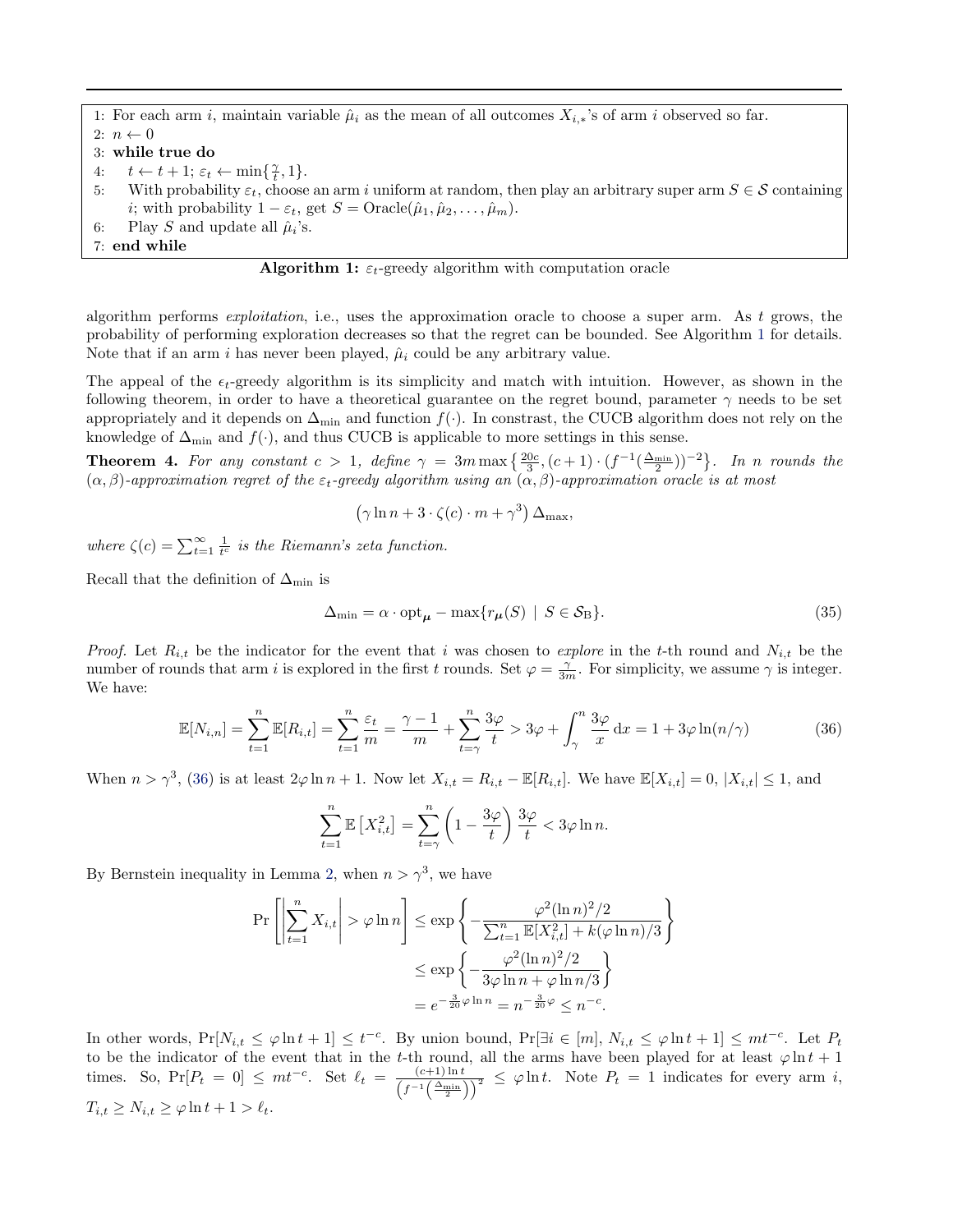```
1: For each arm i, maintain variable μ̂_i as the mean of all outcomes X_{i,*}'s of arm i observed so far.
2: n ← 0
3: while true do
4:     t ← t + 1; ε_t ← min{γ/t, 1}.
5:     With probability ε_t, choose an arm i uniform at random, then play an arbitrary super arm S ∈ 𝒮 containing
       i; with probability 1 − ε_t, get S = Oracle(μ̂_1, μ̂_2, ..., μ̂_m).
6:     Play S and update all μ̂_i's.
7: end while
```

**Algorithm 1:** $\varepsilon_t$-greedy algorithm with computation oracle

algorithm performs *exploitation*, i.e., uses the approximation oracle to choose a super arm. As $t$ grows, the probability of performing exploration decreases so that the regret can be bounded. See Algorithm 1 for details. Note that if an arm $i$ has never been played, $\hat{\mu}_i$ could be any arbitrary value.

The appeal of the $\epsilon_t$-greedy algorithm is its simplicity and match with intuition. However, as shown in the following theorem, in order to have a theoretical guarantee on the regret bound, parameter $\gamma$ needs to be set appropriately and it depends on $\Delta_{\min}$ and function $f(\cdot)$. In contrast, the CUCB algorithm does not rely on the knowledge of $\Delta_{\min}$ and $f(\cdot)$, and thus CUCB is applicable to more settings in this sense.

**Theorem 4.** *For any constant $c > 1$, define $\gamma = 3m \max\left\{\frac{20c}{3}, (c+1)\cdot(f^{-1}(\frac{\Delta_{\min}}{2}))^{-2}\right\}$. In $n$ rounds the $(\alpha, \beta)$-approximation regret of the $\varepsilon_t$-greedy algorithm using an $(\alpha, \beta)$-approximation oracle is at most*

$$\left(\gamma \ln n + 3 \cdot \zeta(c) \cdot m + \gamma^3\right) \Delta_{\max},$$

*where $\zeta(c) = \sum_{t=1}^{\infty} \frac{1}{t^c}$ is the Riemann's zeta function.*

Recall that the definition of $\Delta_{\min}$ is

$$\Delta_{\min} = \alpha \cdot \mathrm{opt}_{\boldsymbol{\mu}} - \max\{r_{\boldsymbol{\mu}}(S) \mid S \in \mathcal{S}_{\mathrm{B}}\}. \tag{35}$$

*Proof.* Let $R_{i,t}$ be the indicator for the event that $i$ was chosen to *explore* in the $t$-th round and $N_{i,t}$ be the number of rounds that arm $i$ is explored in the first $t$ rounds. Set $\varphi = \frac{\gamma}{3m}$. For simplicity, we assume $\gamma$ is integer. We have:

$$\mathbb{E}[N_{i,n}] = \sum_{t=1}^{n} \mathbb{E}[R_{i,t}] = \sum_{t=1}^{n} \frac{\varepsilon_t}{m} = \frac{\gamma - 1}{m} + \sum_{t=\gamma}^{n} \frac{3\varphi}{t} > 3\varphi + \int_{\gamma}^{n} \frac{3\varphi}{x}\,\mathrm{d}x = 1 + 3\varphi \ln(n/\gamma) \tag{36}$$

When $n > \gamma^3$, (36) is at least $2\varphi \ln n + 1$. Now let $X_{i,t} = R_{i,t} - \mathbb{E}[R_{i,t}]$. We have $\mathbb{E}[X_{i,t}] = 0$, $|X_{i,t}| \le 1$, and

$$\sum_{t=1}^{n} \mathbb{E}\left[X_{i,t}^2\right] = \sum_{t=\gamma}^{n} \left(1 - \frac{3\varphi}{t}\right) \frac{3\varphi}{t} < 3\varphi \ln n.$$

By Bernstein inequality in Lemma 2, when $n > \gamma^3$, we have

$$\begin{aligned}
\Pr\left[\left|\sum_{t=1}^{n} X_{i,t}\right| > \varphi \ln n\right] &\le \exp\left\{-\frac{\varphi^2 (\ln n)^2/2}{\sum_{t=1}^{n} \mathbb{E}[X_{i,t}^2] + k(\varphi \ln n)/3}\right\} \\
&\le \exp\left\{-\frac{\varphi^2 (\ln n)^2/2}{3\varphi \ln n + \varphi \ln n/3}\right\} \\
&= e^{-\frac{3}{20}\varphi \ln n} = n^{-\frac{3}{20}\varphi} \le n^{-c}.
\end{aligned}$$

In other words, $\Pr[N_{i,t} \le \varphi \ln t + 1] \le t^{-c}$. By union bound, $\Pr[\exists i \in [m], N_{i,t} \le \varphi \ln t + 1] \le mt^{-c}$. Let $P_t$ to be the indicator of the event that in the $t$-th round, all the arms have been played for at least $\varphi \ln t + 1$ times. So, $\Pr[P_t = 0] \le mt^{-c}$. Set $\ell_t = \frac{(c+1)\ln t}{\left(f^{-1}\left(\frac{\Delta_{\min}}{2}\right)\right)^2} \le \varphi \ln t$. Note $P_t = 1$ indicates for every arm $i$, $T_{i,t} \ge N_{i,t} \ge \varphi \ln t + 1 > \ell_t$.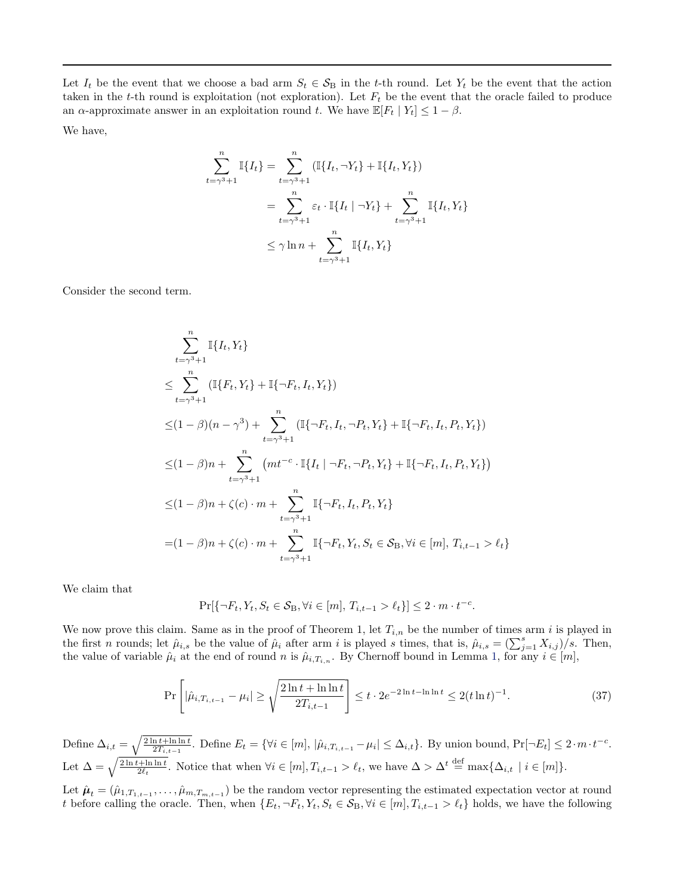Let $I_t$ be the event that we choose a bad arm $S_t \in \mathcal{S}_\mathrm{B}$ in the $t$-th round. Let $Y_t$ be the event that the action taken in the $t$-th round is exploitation (not exploration). Let $F_t$ be the event that the oracle failed to produce an $\alpha$-approximate answer in an exploitation round $t$. We have $\mathbb{E}[F_t \mid Y_t] \leq 1 - \beta$.

We have,

$$
\begin{aligned}
\sum_{t=\gamma^3+1}^{n} \mathbb{I}\{I_t\} &= \sum_{t=\gamma^3+1}^{n} \left(\mathbb{I}\{I_t, \neg Y_t\} + \mathbb{I}\{I_t, Y_t\}\right) \\
&= \sum_{t=\gamma^3+1}^{n} \varepsilon_t \cdot \mathbb{I}\{I_t \mid \neg Y_t\} + \sum_{t=\gamma^3+1}^{n} \mathbb{I}\{I_t, Y_t\} \\
&\leq \gamma \ln n + \sum_{t=\gamma^3+1}^{n} \mathbb{I}\{I_t, Y_t\}
\end{aligned}
$$

Consider the second term.

$$
\begin{aligned}
&\sum_{t=\gamma^3+1}^{n} \mathbb{I}\{I_t, Y_t\} \\
\leq &\sum_{t=\gamma^3+1}^{n} \left(\mathbb{I}\{F_t, Y_t\} + \mathbb{I}\{\neg F_t, I_t, Y_t\}\right) \\
\leq &(1-\beta)(n-\gamma^3) + \sum_{t=\gamma^3+1}^{n} \left(\mathbb{I}\{\neg F_t, I_t, \neg P_t, Y_t\} + \mathbb{I}\{\neg F_t, I_t, P_t, Y_t\}\right) \\
\leq &(1-\beta)n + \sum_{t=\gamma^3+1}^{n} \left(mt^{-c} \cdot \mathbb{I}\{I_t \mid \neg F_t, \neg P_t, Y_t\} + \mathbb{I}\{\neg F_t, I_t, P_t, Y_t\}\right) \\
\leq &(1-\beta)n + \zeta(c) \cdot m + \sum_{t=\gamma^3+1}^{n} \mathbb{I}\{\neg F_t, I_t, P_t, Y_t\} \\
= &(1-\beta)n + \zeta(c) \cdot m + \sum_{t=\gamma^3+1}^{n} \mathbb{I}\{\neg F_t, Y_t, S_t \in \mathcal{S}_\mathrm{B}, \forall i \in [m],\, T_{i,t-1} > \ell_t\}
\end{aligned}
$$

We claim that

$$
\Pr[\{\neg F_t, Y_t, S_t \in \mathcal{S}_\mathrm{B}, \forall i \in [m],\, T_{i,t-1} > \ell_t\}] \leq 2 \cdot m \cdot t^{-c}.
$$

We now prove this claim. Same as in the proof of Theorem 1, let $T_{i,n}$ be the number of times arm $i$ is played in the first $n$ rounds; let $\hat{\mu}_{i,s}$ be the value of $\hat{\mu}_i$ after arm $i$ is played $s$ times, that is, $\hat{\mu}_{i,s} = (\sum_{j=1}^{s} X_{i,j})/s$. Then, the value of variable $\hat{\mu}_i$ at the end of round $n$ is $\hat{\mu}_{i,T_{i,n}}$. By Chernoff bound in Lemma 1, for any $i \in [m]$,

$$
\Pr\left[|\hat{\mu}_{i,T_{i,t-1}} - \mu_i| \geq \sqrt{\frac{2\ln t + \ln\ln t}{2T_{i,t-1}}}\right] \leq t \cdot 2e^{-2\ln t - \ln\ln t} \leq 2(t \ln t)^{-1}. \tag{37}
$$

Define $\Delta_{i,t} = \sqrt{\frac{2\ln t + \ln \ln t}{2T_{i,t-1}}}$. Define $E_t = \{\forall i \in [m],\, |\hat{\mu}_{i,T_{i,t-1}} - \mu_i| \leq \Delta_{i,t}\}$. By union bound, $\Pr[\neg E_t] \leq 2 \cdot m \cdot t^{-c}$. Let $\Delta = \sqrt{\frac{2\ln t + \ln \ln t}{2\ell_t}}$. Notice that when $\forall i \in [m], T_{i,t-1} > \ell_t$, we have $\Delta > \Delta^t \overset{\text{def}}{=} \max\{\Delta_{i,t} \mid i \in [m]\}$.

Let $\hat{\boldsymbol{\mu}}_t = (\hat{\mu}_{1,T_{1,t-1}}, \ldots, \hat{\mu}_{m,T_{m,t-1}})$ be the random vector representing the estimated expectation vector at round $t$ before calling the oracle. Then, when $\{E_t, \neg F_t, Y_t, S_t \in \mathcal{S}_\mathrm{B}, \forall i \in [m], T_{i,t-1} > \ell_t\}$ holds, we have the following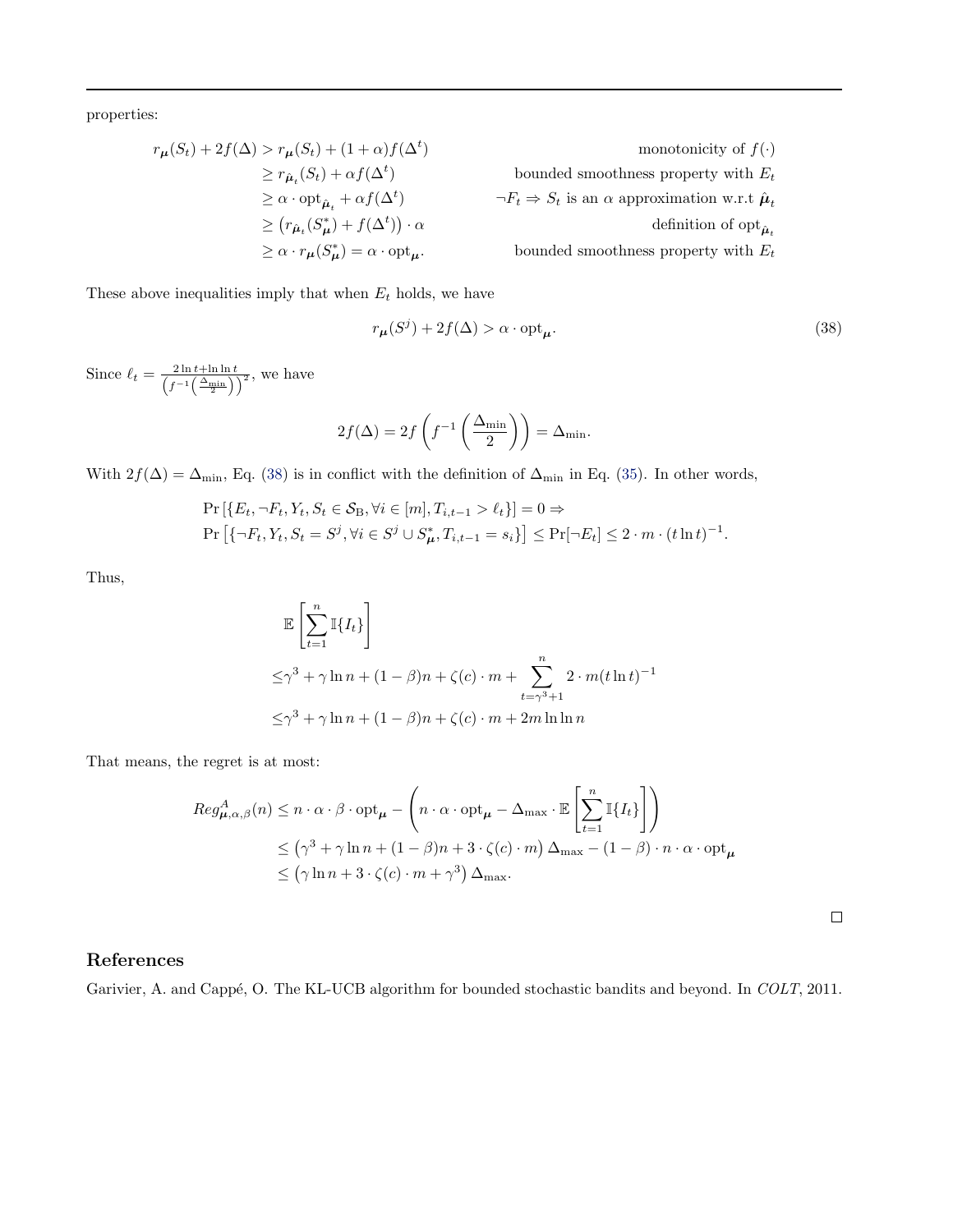properties:

$$
\begin{aligned}
r_{\boldsymbol{\mu}}(S_t) + 2f(\Delta) &> r_{\boldsymbol{\mu}}(S_t) + (1+\alpha) f(\Delta^t) && \text{monotonicity of } f(\cdot) \\
&\geq r_{\hat{\boldsymbol{\mu}}_t}(S_t) + \alpha f(\Delta^t) && \text{bounded smoothness property with } E_t \\
&\geq \alpha \cdot \mathrm{opt}_{\hat{\boldsymbol{\mu}}_t} + \alpha f(\Delta^t) && \neg F_t \Rightarrow S_t \text{ is an } \alpha \text{ approximation w.r.t } \hat{\boldsymbol{\mu}}_t \\
&\geq \left( r_{\hat{\boldsymbol{\mu}}_t}(S^*_{\boldsymbol{\mu}}) + f(\Delta^t) \right) \cdot \alpha && \text{definition of } \mathrm{opt}_{\hat{\boldsymbol{\mu}}_t} \\
&\geq \alpha \cdot r_{\boldsymbol{\mu}}(S^*_{\boldsymbol{\mu}}) = \alpha \cdot \mathrm{opt}_{\boldsymbol{\mu}}. && \text{bounded smoothness property with } E_t
\end{aligned}
$$

These above inequalities imply that when $E_t$ holds, we have

$$
r_{\boldsymbol{\mu}}(S^j) + 2f(\Delta) > \alpha \cdot \mathrm{opt}_{\boldsymbol{\mu}}. \tag{38}
$$

Since $\ell_t = \frac{2 \ln t + \ln \ln t}{\left(f^{-1}\left(\frac{\Delta_{\min}}{2}\right)\right)^2}$, we have

$$
2f(\Delta) = 2f\left(f^{-1}\left(\frac{\Delta_{\min}}{2}\right)\right) = \Delta_{\min}.
$$

With $2f(\Delta) = \Delta_{\min}$, Eq. (38) is in conflict with the definition of $\Delta_{\min}$ in Eq. (35). In other words,

$$
\begin{aligned}
&\Pr\left[\{E_t, \neg F_t, Y_t, S_t \in \mathcal{S}_{\mathrm{B}}, \forall i \in [m], T_{i,t-1} > \ell_t\}\right] = 0 \Rightarrow \\
&\Pr\left[\{\neg F_t, Y_t, S_t = S^j, \forall i \in S^j \cup S^*_{\boldsymbol{\mu}}, T_{i,t-1} = s_i\}\right] \leq \Pr[\neg E_t] \leq 2 \cdot m \cdot (t \ln t)^{-1}.
\end{aligned}
$$

Thus,

$$
\begin{aligned}
&\mathbb{E}\left[\sum_{t=1}^{n} \mathbb{I}\{I_t\}\right] \\
\leq &\gamma^3 + \gamma \ln n + (1-\beta) n + \zeta(c) \cdot m + \sum_{t=\gamma^3+1}^{n} 2 \cdot m (t \ln t)^{-1} \\
\leq &\gamma^3 + \gamma \ln n + (1-\beta) n + \zeta(c) \cdot m + 2m \ln \ln n
\end{aligned}
$$

That means, the regret is at most:

$$
\begin{aligned}
Reg^{A}_{\boldsymbol{\mu},\alpha,\beta}(n) &\leq n \cdot \alpha \cdot \beta \cdot \mathrm{opt}_{\boldsymbol{\mu}} - \left( n \cdot \alpha \cdot \mathrm{opt}_{\boldsymbol{\mu}} - \Delta_{\max} \cdot \mathbb{E}\left[\sum_{t=1}^{n} \mathbb{I}\{I_t\}\right] \right) \\
&\leq \left(\gamma^3 + \gamma \ln n + (1-\beta) n + 3 \cdot \zeta(c) \cdot m\right) \Delta_{\max} - (1-\beta) \cdot n \cdot \alpha \cdot \mathrm{opt}_{\boldsymbol{\mu}} \\
&\leq \left(\gamma \ln n + 3 \cdot \zeta(c) \cdot m + \gamma^3\right) \Delta_{\max}.
\end{aligned}
$$

□

## References

Garivier, A. and Cappé, O. The KL-UCB algorithm for bounded stochastic bandits and beyond. In *COLT*, 2011.